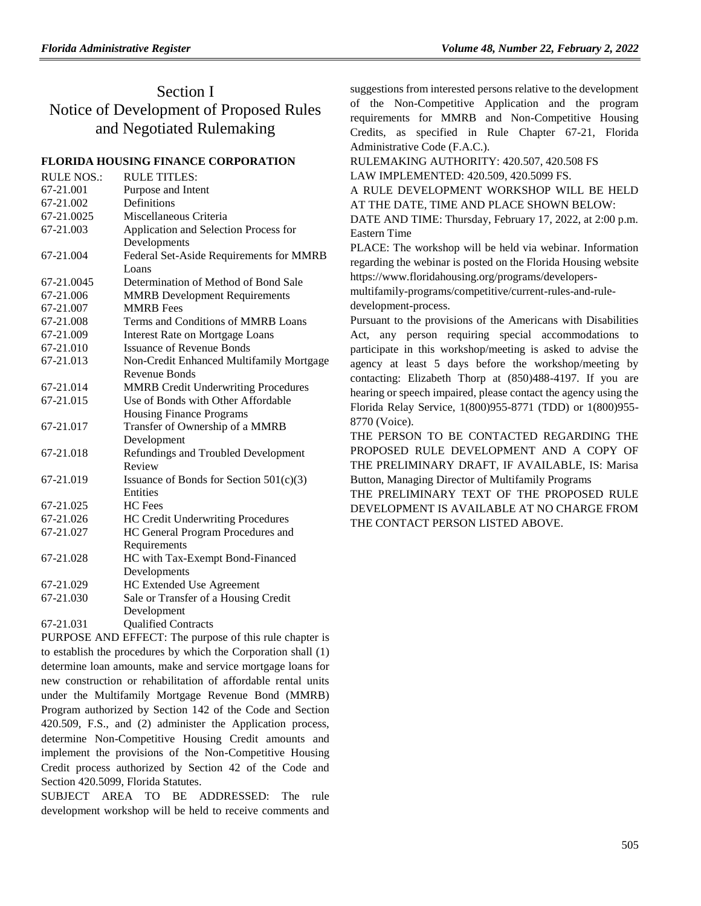# Section I
# Notice of Development of Proposed Rules and Negotiated Rulemaking

## FLORIDA HOUSING FINANCE CORPORATION

| RULE NOS.: | RULE TITLES: |
| --- | --- |
| 67-21.001 | Purpose and Intent |
| 67-21.002 | Definitions |
| 67-21.0025 | Miscellaneous Criteria |
| 67-21.003 | Application and Selection Process for Developments |
| 67-21.004 | Federal Set-Aside Requirements for MMRB Loans |
| 67-21.0045 | Determination of Method of Bond Sale |
| 67-21.006 | MMRB Development Requirements |
| 67-21.007 | MMRB Fees |
| 67-21.008 | Terms and Conditions of MMRB Loans |
| 67-21.009 | Interest Rate on Mortgage Loans |
| 67-21.010 | Issuance of Revenue Bonds |
| 67-21.013 | Non-Credit Enhanced Multifamily Mortgage Revenue Bonds |
| 67-21.014 | MMRB Credit Underwriting Procedures |
| 67-21.015 | Use of Bonds with Other Affordable Housing Finance Programs |
| 67-21.017 | Transfer of Ownership of a MMRB Development |
| 67-21.018 | Refundings and Troubled Development Review |
| 67-21.019 | Issuance of Bonds for Section 501(c)(3) Entities |
| 67-21.025 | HC Fees |
| 67-21.026 | HC Credit Underwriting Procedures |
| 67-21.027 | HC General Program Procedures and Requirements |
| 67-21.028 | HC with Tax-Exempt Bond-Financed Developments |
| 67-21.029 | HC Extended Use Agreement |
| 67-21.030 | Sale or Transfer of a Housing Credit Development |
| 67-21.031 | Qualified Contracts |

PURPOSE AND EFFECT: The purpose of this rule chapter is to establish the procedures by which the Corporation shall (1) determine loan amounts, make and service mortgage loans for new construction or rehabilitation of affordable rental units under the Multifamily Mortgage Revenue Bond (MMRB) Program authorized by Section 142 of the Code and Section 420.509, F.S., and (2) administer the Application process, determine Non-Competitive Housing Credit amounts and implement the provisions of the Non-Competitive Housing Credit process authorized by Section 42 of the Code and Section 420.5099, Florida Statutes.

SUBJECT AREA TO BE ADDRESSED: The rule development workshop will be held to receive comments and suggestions from interested persons relative to the development of the Non-Competitive Application and the program requirements for MMRB and Non-Competitive Housing Credits, as specified in Rule Chapter 67-21, Florida Administrative Code (F.A.C.).

RULEMAKING AUTHORITY: 420.507, 420.508 FS

LAW IMPLEMENTED: 420.509, 420.5099 FS.

A RULE DEVELOPMENT WORKSHOP WILL BE HELD AT THE DATE, TIME AND PLACE SHOWN BELOW:

DATE AND TIME: Thursday, February 17, 2022, at 2:00 p.m. Eastern Time

PLACE: The workshop will be held via webinar. Information regarding the webinar is posted on the Florida Housing website https://www.floridahousing.org/programs/developers-multifamily-programs/competitive/current-rules-and-rule-development-process.

Pursuant to the provisions of the Americans with Disabilities Act, any person requiring special accommodations to participate in this workshop/meeting is asked to advise the agency at least 5 days before the workshop/meeting by contacting: Elizabeth Thorp at (850)488-4197. If you are hearing or speech impaired, please contact the agency using the Florida Relay Service, 1(800)955-8771 (TDD) or 1(800)955-8770 (Voice).

THE PERSON TO BE CONTACTED REGARDING THE PROPOSED RULE DEVELOPMENT AND A COPY OF THE PRELIMINARY DRAFT, IF AVAILABLE, IS: Marisa Button, Managing Director of Multifamily Programs

THE PRELIMINARY TEXT OF THE PROPOSED RULE DEVELOPMENT IS AVAILABLE AT NO CHARGE FROM THE CONTACT PERSON LISTED ABOVE.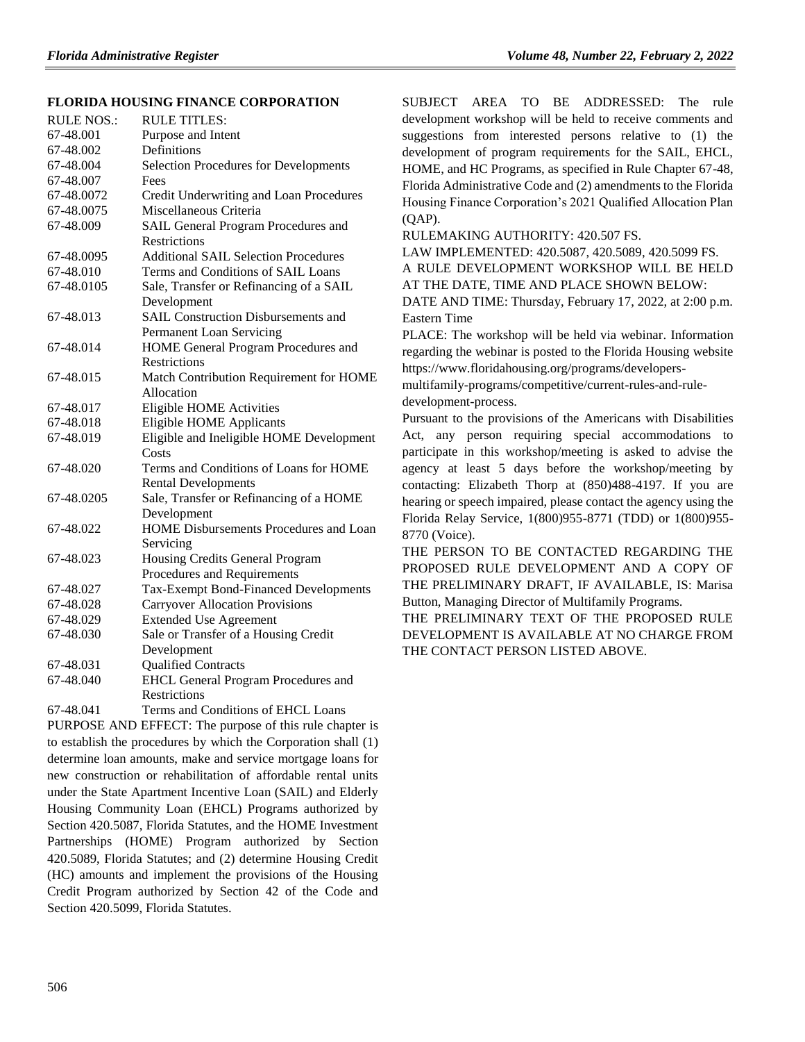## FLORIDA HOUSING FINANCE CORPORATION

| RULE NOS.: | RULE TITLES: |
| --- | --- |
| 67-48.001 | Purpose and Intent |
| 67-48.002 | Definitions |
| 67-48.004 | Selection Procedures for Developments |
| 67-48.007 | Fees |
| 67-48.0072 | Credit Underwriting and Loan Procedures |
| 67-48.0075 | Miscellaneous Criteria |
| 67-48.009 | SAIL General Program Procedures and Restrictions |
| 67-48.0095 | Additional SAIL Selection Procedures |
| 67-48.010 | Terms and Conditions of SAIL Loans |
| 67-48.0105 | Sale, Transfer or Refinancing of a SAIL Development |
| 67-48.013 | SAIL Construction Disbursements and Permanent Loan Servicing |
| 67-48.014 | HOME General Program Procedures and Restrictions |
| 67-48.015 | Match Contribution Requirement for HOME Allocation |
| 67-48.017 | Eligible HOME Activities |
| 67-48.018 | Eligible HOME Applicants |
| 67-48.019 | Eligible and Ineligible HOME Development Costs |
| 67-48.020 | Terms and Conditions of Loans for HOME Rental Developments |
| 67-48.0205 | Sale, Transfer or Refinancing of a HOME Development |
| 67-48.022 | HOME Disbursements Procedures and Loan Servicing |
| 67-48.023 | Housing Credits General Program Procedures and Requirements |
| 67-48.027 | Tax-Exempt Bond-Financed Developments |
| 67-48.028 | Carryover Allocation Provisions |
| 67-48.029 | Extended Use Agreement |
| 67-48.030 | Sale or Transfer of a Housing Credit Development |
| 67-48.031 | Qualified Contracts |
| 67-48.040 | EHCL General Program Procedures and Restrictions |
| 67-48.041 | Terms and Conditions of EHCL Loans |

PURPOSE AND EFFECT: The purpose of this rule chapter is to establish the procedures by which the Corporation shall (1) determine loan amounts, make and service mortgage loans for new construction or rehabilitation of affordable rental units under the State Apartment Incentive Loan (SAIL) and Elderly Housing Community Loan (EHCL) Programs authorized by Section 420.5087, Florida Statutes, and the HOME Investment Partnerships (HOME) Program authorized by Section 420.5089, Florida Statutes; and (2) determine Housing Credit (HC) amounts and implement the provisions of the Housing Credit Program authorized by Section 42 of the Code and Section 420.5099, Florida Statutes.

SUBJECT AREA TO BE ADDRESSED: The rule development workshop will be held to receive comments and suggestions from interested persons relative to (1) the development of program requirements for the SAIL, EHCL, HOME, and HC Programs, as specified in Rule Chapter 67-48, Florida Administrative Code and (2) amendments to the Florida Housing Finance Corporation's 2021 Qualified Allocation Plan (QAP).

RULEMAKING AUTHORITY: 420.507 FS.

LAW IMPLEMENTED: 420.5087, 420.5089, 420.5099 FS.

A RULE DEVELOPMENT WORKSHOP WILL BE HELD AT THE DATE, TIME AND PLACE SHOWN BELOW:

DATE AND TIME: Thursday, February 17, 2022, at 2:00 p.m. Eastern Time

PLACE: The workshop will be held via webinar. Information regarding the webinar is posted to the Florida Housing website https://www.floridahousing.org/programs/developers-multifamily-programs/competitive/current-rules-and-rule-development-process.

Pursuant to the provisions of the Americans with Disabilities Act, any person requiring special accommodations to participate in this workshop/meeting is asked to advise the agency at least 5 days before the workshop/meeting by contacting: Elizabeth Thorp at (850)488-4197. If you are hearing or speech impaired, please contact the agency using the Florida Relay Service, 1(800)955-8771 (TDD) or 1(800)955-8770 (Voice).

THE PERSON TO BE CONTACTED REGARDING THE PROPOSED RULE DEVELOPMENT AND A COPY OF THE PRELIMINARY DRAFT, IF AVAILABLE, IS: Marisa Button, Managing Director of Multifamily Programs.

THE PRELIMINARY TEXT OF THE PROPOSED RULE DEVELOPMENT IS AVAILABLE AT NO CHARGE FROM THE CONTACT PERSON LISTED ABOVE.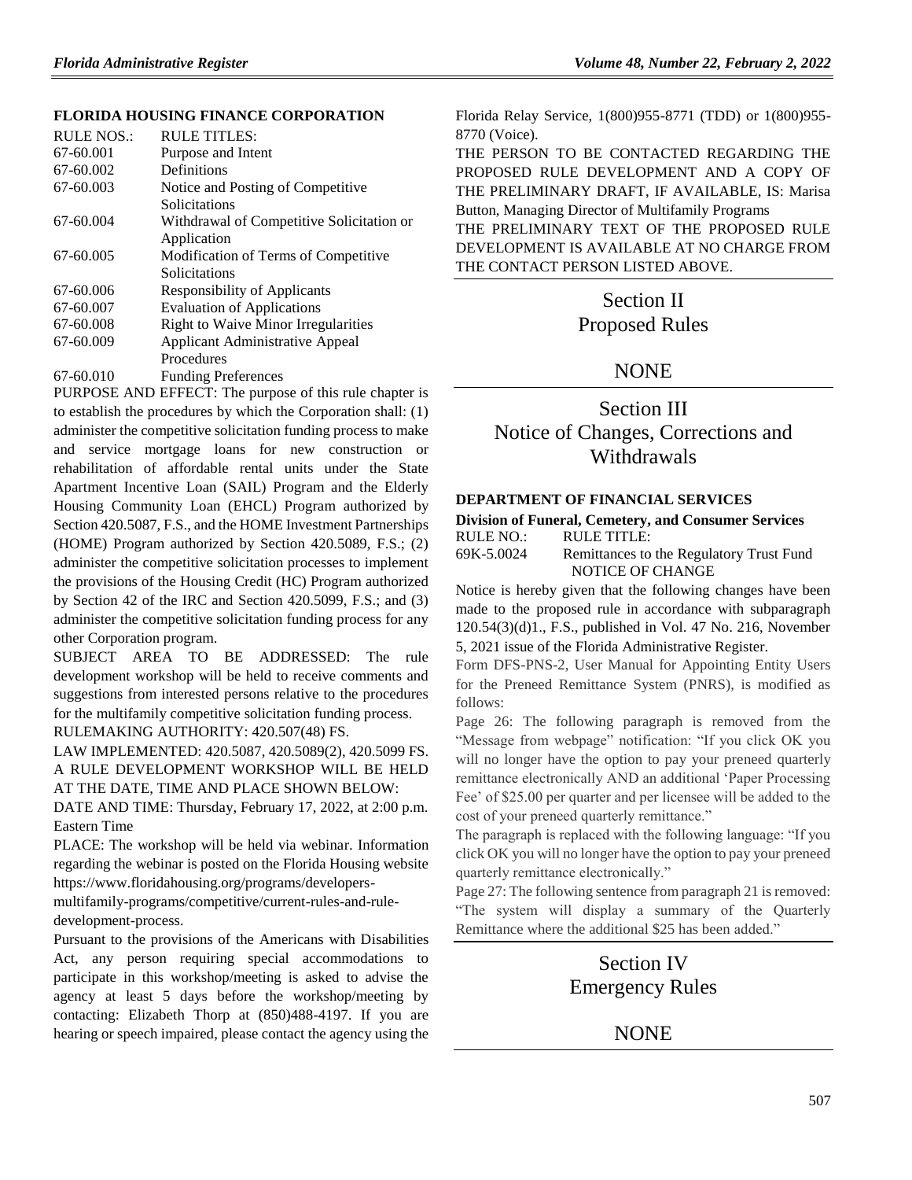### FLORIDA HOUSING FINANCE CORPORATION

| RULE NOS.: | RULE TITLES: |
|---|---|
| 67-60.001 | Purpose and Intent |
| 67-60.002 | Definitions |
| 67-60.003 | Notice and Posting of Competitive Solicitations |
| 67-60.004 | Withdrawal of Competitive Solicitation or Application |
| 67-60.005 | Modification of Terms of Competitive Solicitations |
| 67-60.006 | Responsibility of Applicants |
| 67-60.007 | Evaluation of Applications |
| 67-60.008 | Right to Waive Minor Irregularities |
| 67-60.009 | Applicant Administrative Appeal Procedures |
| 67-60.010 | Funding Preferences |

PURPOSE AND EFFECT: The purpose of this rule chapter is to establish the procedures by which the Corporation shall: (1) administer the competitive solicitation funding process to make and service mortgage loans for new construction or rehabilitation of affordable rental units under the State Apartment Incentive Loan (SAIL) Program and the Elderly Housing Community Loan (EHCL) Program authorized by Section 420.5087, F.S., and the HOME Investment Partnerships (HOME) Program authorized by Section 420.5089, F.S.; (2) administer the competitive solicitation processes to implement the provisions of the Housing Credit (HC) Program authorized by Section 42 of the IRC and Section 420.5099, F.S.; and (3) administer the competitive solicitation funding process for any other Corporation program.

SUBJECT AREA TO BE ADDRESSED: The rule development workshop will be held to receive comments and suggestions from interested persons relative to the procedures for the multifamily competitive solicitation funding process.

RULEMAKING AUTHORITY: 420.507(48) FS.

LAW IMPLEMENTED: 420.5087, 420.5089(2), 420.5099 FS.

A RULE DEVELOPMENT WORKSHOP WILL BE HELD AT THE DATE, TIME AND PLACE SHOWN BELOW:

DATE AND TIME: Thursday, February 17, 2022, at 2:00 p.m. Eastern Time

PLACE: The workshop will be held via webinar. Information regarding the webinar is posted on the Florida Housing website https://www.floridahousing.org/programs/developers-multifamily-programs/competitive/current-rules-and-rule-development-process.

Pursuant to the provisions of the Americans with Disabilities Act, any person requiring special accommodations to participate in this workshop/meeting is asked to advise the agency at least 5 days before the workshop/meeting by contacting: Elizabeth Thorp at (850)488-4197. If you are hearing or speech impaired, please contact the agency using the Florida Relay Service, 1(800)955-8771 (TDD) or 1(800)955-8770 (Voice).

THE PERSON TO BE CONTACTED REGARDING THE PROPOSED RULE DEVELOPMENT AND A COPY OF THE PRELIMINARY DRAFT, IF AVAILABLE, IS: Marisa Button, Managing Director of Multifamily Programs

THE PRELIMINARY TEXT OF THE PROPOSED RULE DEVELOPMENT IS AVAILABLE AT NO CHARGE FROM THE CONTACT PERSON LISTED ABOVE.

# Section II Proposed Rules

## NONE

# Section III Notice of Changes, Corrections and Withdrawals

### DEPARTMENT OF FINANCIAL SERVICES

**Division of Funeral, Cemetery, and Consumer Services**

| RULE NO.: | RULE TITLE: |
|---|---|
| 69K-5.0024 | Remittances to the Regulatory Trust Fund |

NOTICE OF CHANGE

Notice is hereby given that the following changes have been made to the proposed rule in accordance with subparagraph 120.54(3)(d)1., F.S., published in Vol. 47 No. 216, November 5, 2021 issue of the Florida Administrative Register.

Form DFS-PNS-2, User Manual for Appointing Entity Users for the Preneed Remittance System (PNRS), is modified as follows:

Page 26: The following paragraph is removed from the "Message from webpage" notification: "If you click OK you will no longer have the option to pay your preneed quarterly remittance electronically AND an additional 'Paper Processing Fee' of $25.00 per quarter and per licensee will be added to the cost of your preneed quarterly remittance."

The paragraph is replaced with the following language: "If you click OK you will no longer have the option to pay your preneed quarterly remittance electronically."

Page 27: The following sentence from paragraph 21 is removed: "The system will display a summary of the Quarterly Remittance where the additional $25 has been added."

# Section IV Emergency Rules

## NONE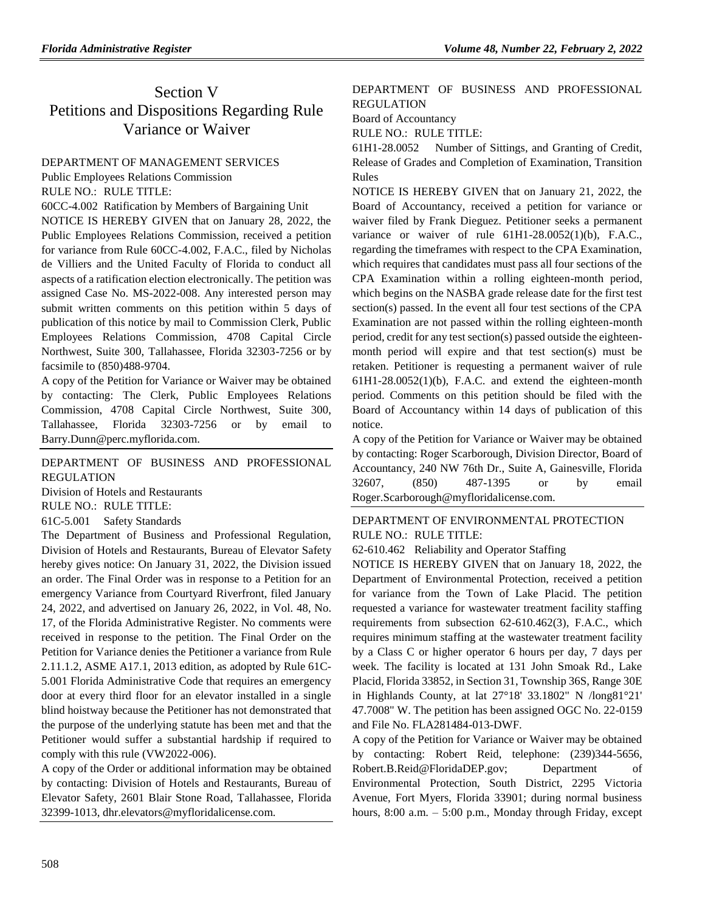# Section V
# Petitions and Dispositions Regarding Rule Variance or Waiver

DEPARTMENT OF MANAGEMENT SERVICES

Public Employees Relations Commission

RULE NO.: RULE TITLE:

60CC-4.002 Ratification by Members of Bargaining Unit

NOTICE IS HEREBY GIVEN that on January 28, 2022, the Public Employees Relations Commission, received a petition for variance from Rule 60CC-4.002, F.A.C., filed by Nicholas de Villiers and the United Faculty of Florida to conduct all aspects of a ratification election electronically. The petition was assigned Case No. MS-2022-008. Any interested person may submit written comments on this petition within 5 days of publication of this notice by mail to Commission Clerk, Public Employees Relations Commission, 4708 Capital Circle Northwest, Suite 300, Tallahassee, Florida 32303-7256 or by facsimile to (850)488-9704.

A copy of the Petition for Variance or Waiver may be obtained by contacting: The Clerk, Public Employees Relations Commission, 4708 Capital Circle Northwest, Suite 300, Tallahassee, Florida 32303-7256 or by email to Barry.Dunn@perc.myflorida.com.

---

DEPARTMENT OF BUSINESS AND PROFESSIONAL REGULATION

Division of Hotels and Restaurants

RULE NO.: RULE TITLE:

61C-5.001 Safety Standards

The Department of Business and Professional Regulation, Division of Hotels and Restaurants, Bureau of Elevator Safety hereby gives notice: On January 31, 2022, the Division issued an order. The Final Order was in response to a Petition for an emergency Variance from Courtyard Riverfront, filed January 24, 2022, and advertised on January 26, 2022, in Vol. 48, No. 17, of the Florida Administrative Register. No comments were received in response to the petition. The Final Order on the Petition for Variance denies the Petitioner a variance from Rule 2.11.1.2, ASME A17.1, 2013 edition, as adopted by Rule 61C-5.001 Florida Administrative Code that requires an emergency door at every third floor for an elevator installed in a single blind hoistway because the Petitioner has not demonstrated that the purpose of the underlying statute has been met and that the Petitioner would suffer a substantial hardship if required to comply with this rule (VW2022-006).

A copy of the Order or additional information may be obtained by contacting: Division of Hotels and Restaurants, Bureau of Elevator Safety, 2601 Blair Stone Road, Tallahassee, Florida 32399-1013, dhr.elevators@myfloridalicense.com.

---

DEPARTMENT OF BUSINESS AND PROFESSIONAL REGULATION

Board of Accountancy

RULE NO.: RULE TITLE:

61H1-28.0052 Number of Sittings, and Granting of Credit, Release of Grades and Completion of Examination, Transition Rules

NOTICE IS HEREBY GIVEN that on January 21, 2022, the Board of Accountancy, received a petition for variance or waiver filed by Frank Dieguez. Petitioner seeks a permanent variance or waiver of rule 61H1-28.0052(1)(b), F.A.C., regarding the timeframes with respect to the CPA Examination, which requires that candidates must pass all four sections of the CPA Examination within a rolling eighteen-month period, which begins on the NASBA grade release date for the first test section(s) passed. In the event all four test sections of the CPA Examination are not passed within the rolling eighteen-month period, credit for any test section(s) passed outside the eighteen-month period will expire and that test section(s) must be retaken. Petitioner is requesting a permanent waiver of rule 61H1-28.0052(1)(b), F.A.C. and extend the eighteen-month period. Comments on this petition should be filed with the Board of Accountancy within 14 days of publication of this notice.

A copy of the Petition for Variance or Waiver may be obtained by contacting: Roger Scarborough, Division Director, Board of Accountancy, 240 NW 76th Dr., Suite A, Gainesville, Florida 32607, (850) 487-1395 or by email Roger.Scarborough@myfloridalicense.com.

---

DEPARTMENT OF ENVIRONMENTAL PROTECTION

RULE NO.: RULE TITLE:

62-610.462 Reliability and Operator Staffing

NOTICE IS HEREBY GIVEN that on January 18, 2022, the Department of Environmental Protection, received a petition for variance from the Town of Lake Placid. The petition requested a variance for wastewater treatment facility staffing requirements from subsection 62-610.462(3), F.A.C., which requires minimum staffing at the wastewater treatment facility by a Class C or higher operator 6 hours per day, 7 days per week. The facility is located at 131 John Smoak Rd., Lake Placid, Florida 33852, in Section 31, Township 36S, Range 30E in Highlands County, at lat 27°18' 33.1802" N /long81°21' 47.7008" W. The petition has been assigned OGC No. 22-0159 and File No. FLA281484-013-DWF.

A copy of the Petition for Variance or Waiver may be obtained by contacting: Robert Reid, telephone: (239)344-5656, Robert.B.Reid@FloridaDEP.gov; Department of Environmental Protection, South District, 2295 Victoria Avenue, Fort Myers, Florida 33901; during normal business hours, 8:00 a.m. – 5:00 p.m., Monday through Friday, except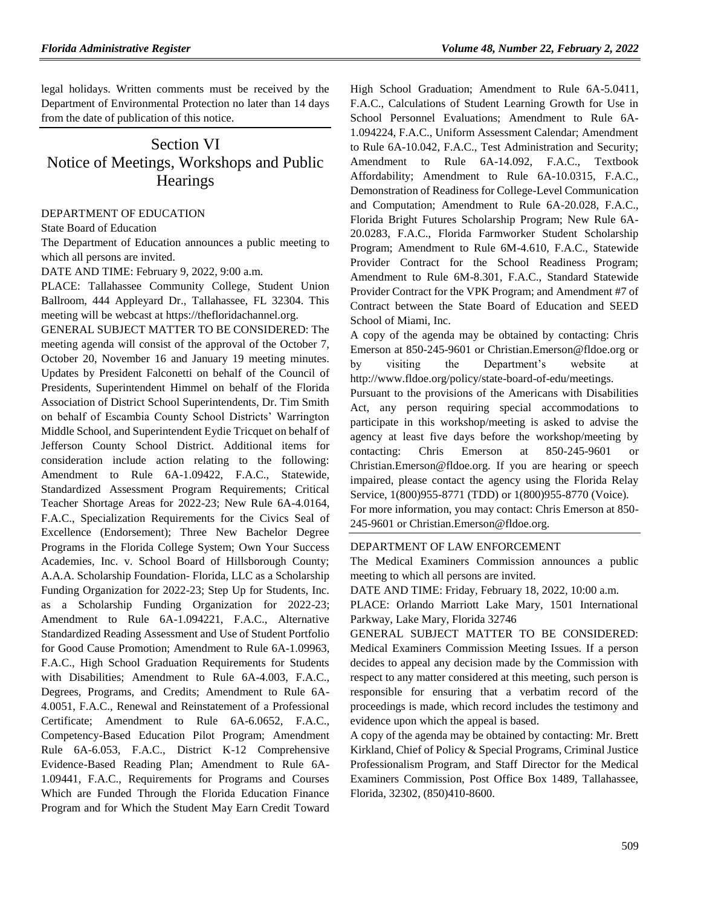legal holidays. Written comments must be received by the Department of Environmental Protection no later than 14 days from the date of publication of this notice.

# Section VI
# Notice of Meetings, Workshops and Public Hearings

DEPARTMENT OF EDUCATION

State Board of Education

The Department of Education announces a public meeting to which all persons are invited.

DATE AND TIME: February 9, 2022, 9:00 a.m.

PLACE: Tallahassee Community College, Student Union Ballroom, 444 Appleyard Dr., Tallahassee, FL 32304. This meeting will be webcast at https://thefloridachannel.org.

GENERAL SUBJECT MATTER TO BE CONSIDERED: The meeting agenda will consist of the approval of the October 7, October 20, November 16 and January 19 meeting minutes. Updates by President Falconetti on behalf of the Council of Presidents, Superintendent Himmel on behalf of the Florida Association of District School Superintendents, Dr. Tim Smith on behalf of Escambia County School Districts' Warrington Middle School, and Superintendent Eydie Tricquet on behalf of Jefferson County School District. Additional items for consideration include action relating to the following: Amendment to Rule 6A-1.09422, F.A.C., Statewide, Standardized Assessment Program Requirements; Critical Teacher Shortage Areas for 2022-23; New Rule 6A-4.0164, F.A.C., Specialization Requirements for the Civics Seal of Excellence (Endorsement); Three New Bachelor Degree Programs in the Florida College System; Own Your Success Academies, Inc. v. School Board of Hillsborough County; A.A.A. Scholarship Foundation- Florida, LLC as a Scholarship Funding Organization for 2022-23; Step Up for Students, Inc. as a Scholarship Funding Organization for 2022-23; Amendment to Rule 6A-1.094221, F.A.C., Alternative Standardized Reading Assessment and Use of Student Portfolio for Good Cause Promotion; Amendment to Rule 6A-1.09963, F.A.C., High School Graduation Requirements for Students with Disabilities; Amendment to Rule 6A-4.003, F.A.C., Degrees, Programs, and Credits; Amendment to Rule 6A-4.0051, F.A.C., Renewal and Reinstatement of a Professional Certificate; Amendment to Rule 6A-6.0652, F.A.C., Competency-Based Education Pilot Program; Amendment Rule 6A-6.053, F.A.C., District K-12 Comprehensive Evidence-Based Reading Plan; Amendment to Rule 6A-1.09441, F.A.C., Requirements for Programs and Courses Which are Funded Through the Florida Education Finance Program and for Which the Student May Earn Credit Toward High School Graduation; Amendment to Rule 6A-5.0411, F.A.C., Calculations of Student Learning Growth for Use in School Personnel Evaluations; Amendment to Rule 6A-1.094224, F.A.C., Uniform Assessment Calendar; Amendment to Rule 6A-10.042, F.A.C., Test Administration and Security; Amendment to Rule 6A-14.092, F.A.C., Textbook Affordability; Amendment to Rule 6A-10.0315, F.A.C., Demonstration of Readiness for College-Level Communication and Computation; Amendment to Rule 6A-20.028, F.A.C., Florida Bright Futures Scholarship Program; New Rule 6A-20.0283, F.A.C., Florida Farmworker Student Scholarship Program; Amendment to Rule 6M-4.610, F.A.C., Statewide Provider Contract for the School Readiness Program; Amendment to Rule 6M-8.301, F.A.C., Standard Statewide Provider Contract for the VPK Program; and Amendment #7 of Contract between the State Board of Education and SEED School of Miami, Inc.

A copy of the agenda may be obtained by contacting: Chris Emerson at 850-245-9601 or Christian.Emerson@fldoe.org or by visiting the Department's website at http://www.fldoe.org/policy/state-board-of-edu/meetings.

Pursuant to the provisions of the Americans with Disabilities Act, any person requiring special accommodations to participate in this workshop/meeting is asked to advise the agency at least five days before the workshop/meeting by contacting: Chris Emerson at 850-245-9601 or Christian.Emerson@fldoe.org. If you are hearing or speech impaired, please contact the agency using the Florida Relay Service, 1(800)955-8771 (TDD) or 1(800)955-8770 (Voice).

For more information, you may contact: Chris Emerson at 850-245-9601 or Christian.Emerson@fldoe.org.

DEPARTMENT OF LAW ENFORCEMENT

The Medical Examiners Commission announces a public meeting to which all persons are invited.

DATE AND TIME: Friday, February 18, 2022, 10:00 a.m.

PLACE: Orlando Marriott Lake Mary, 1501 International Parkway, Lake Mary, Florida 32746

GENERAL SUBJECT MATTER TO BE CONSIDERED: Medical Examiners Commission Meeting Issues. If a person decides to appeal any decision made by the Commission with respect to any matter considered at this meeting, such person is responsible for ensuring that a verbatim record of the proceedings is made, which record includes the testimony and evidence upon which the appeal is based.

A copy of the agenda may be obtained by contacting: Mr. Brett Kirkland, Chief of Policy & Special Programs, Criminal Justice Professionalism Program, and Staff Director for the Medical Examiners Commission, Post Office Box 1489, Tallahassee, Florida, 32302, (850)410-8600.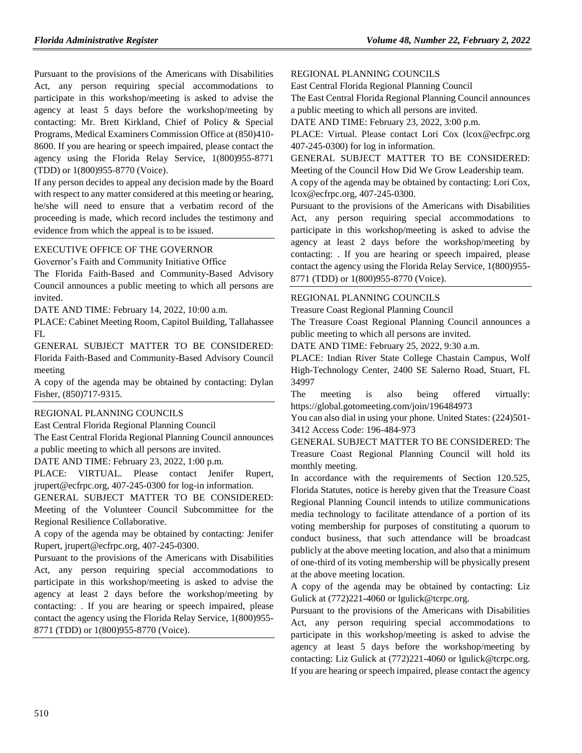Pursuant to the provisions of the Americans with Disabilities Act, any person requiring special accommodations to participate in this workshop/meeting is asked to advise the agency at least 5 days before the workshop/meeting by contacting: Mr. Brett Kirkland, Chief of Policy & Special Programs, Medical Examiners Commission Office at (850)410-8600. If you are hearing or speech impaired, please contact the agency using the Florida Relay Service, 1(800)955-8771 (TDD) or 1(800)955-8770 (Voice).

If any person decides to appeal any decision made by the Board with respect to any matter considered at this meeting or hearing, he/she will need to ensure that a verbatim record of the proceeding is made, which record includes the testimony and evidence from which the appeal is to be issued.

EXECUTIVE OFFICE OF THE GOVERNOR

Governor's Faith and Community Initiative Office

The Florida Faith-Based and Community-Based Advisory Council announces a public meeting to which all persons are invited.

DATE AND TIME: February 14, 2022, 10:00 a.m.

PLACE: Cabinet Meeting Room, Capitol Building, Tallahassee FL

GENERAL SUBJECT MATTER TO BE CONSIDERED: Florida Faith-Based and Community-Based Advisory Council meeting

A copy of the agenda may be obtained by contacting: Dylan Fisher, (850)717-9315.

REGIONAL PLANNING COUNCILS

East Central Florida Regional Planning Council

The East Central Florida Regional Planning Council announces a public meeting to which all persons are invited.

DATE AND TIME: February 23, 2022, 1:00 p.m.

PLACE: VIRTUAL. Please contact Jenifer Rupert, jrupert@ecfrpc.org, 407-245-0300 for log-in information.

GENERAL SUBJECT MATTER TO BE CONSIDERED: Meeting of the Volunteer Council Subcommittee for the Regional Resilience Collaborative.

A copy of the agenda may be obtained by contacting: Jenifer Rupert, jrupert@ecfrpc.org, 407-245-0300.

Pursuant to the provisions of the Americans with Disabilities Act, any person requiring special accommodations to participate in this workshop/meeting is asked to advise the agency at least 2 days before the workshop/meeting by contacting: . If you are hearing or speech impaired, please contact the agency using the Florida Relay Service, 1(800)955-8771 (TDD) or 1(800)955-8770 (Voice).

REGIONAL PLANNING COUNCILS

East Central Florida Regional Planning Council

The East Central Florida Regional Planning Council announces a public meeting to which all persons are invited.

DATE AND TIME: February 23, 2022, 3:00 p.m.

PLACE: Virtual. Please contact Lori Cox (lcox@ecfrpc.org 407-245-0300) for log in information.

GENERAL SUBJECT MATTER TO BE CONSIDERED: Meeting of the Council How Did We Grow Leadership team.

A copy of the agenda may be obtained by contacting: Lori Cox, lcox@ecfrpc.org, 407-245-0300.

Pursuant to the provisions of the Americans with Disabilities Act, any person requiring special accommodations to participate in this workshop/meeting is asked to advise the agency at least 2 days before the workshop/meeting by contacting: . If you are hearing or speech impaired, please contact the agency using the Florida Relay Service, 1(800)955-8771 (TDD) or 1(800)955-8770 (Voice).

REGIONAL PLANNING COUNCILS

Treasure Coast Regional Planning Council

The Treasure Coast Regional Planning Council announces a public meeting to which all persons are invited.

DATE AND TIME: February 25, 2022, 9:30 a.m.

PLACE: Indian River State College Chastain Campus, Wolf High-Technology Center, 2400 SE Salerno Road, Stuart, FL 34997

The meeting is also being offered virtually: https://global.gotomeeting.com/join/196484973

You can also dial in using your phone. United States: (224)501-3412 Access Code: 196-484-973

GENERAL SUBJECT MATTER TO BE CONSIDERED: The Treasure Coast Regional Planning Council will hold its monthly meeting.

In accordance with the requirements of Section 120.525, Florida Statutes, notice is hereby given that the Treasure Coast Regional Planning Council intends to utilize communications media technology to facilitate attendance of a portion of its voting membership for purposes of constituting a quorum to conduct business, that such attendance will be broadcast publicly at the above meeting location, and also that a minimum of one-third of its voting membership will be physically present at the above meeting location.

A copy of the agenda may be obtained by contacting: Liz Gulick at (772)221-4060 or lgulick@tcrpc.org.

Pursuant to the provisions of the Americans with Disabilities Act, any person requiring special accommodations to participate in this workshop/meeting is asked to advise the agency at least 5 days before the workshop/meeting by contacting: Liz Gulick at (772)221-4060 or lgulick@tcrpc.org. If you are hearing or speech impaired, please contact the agency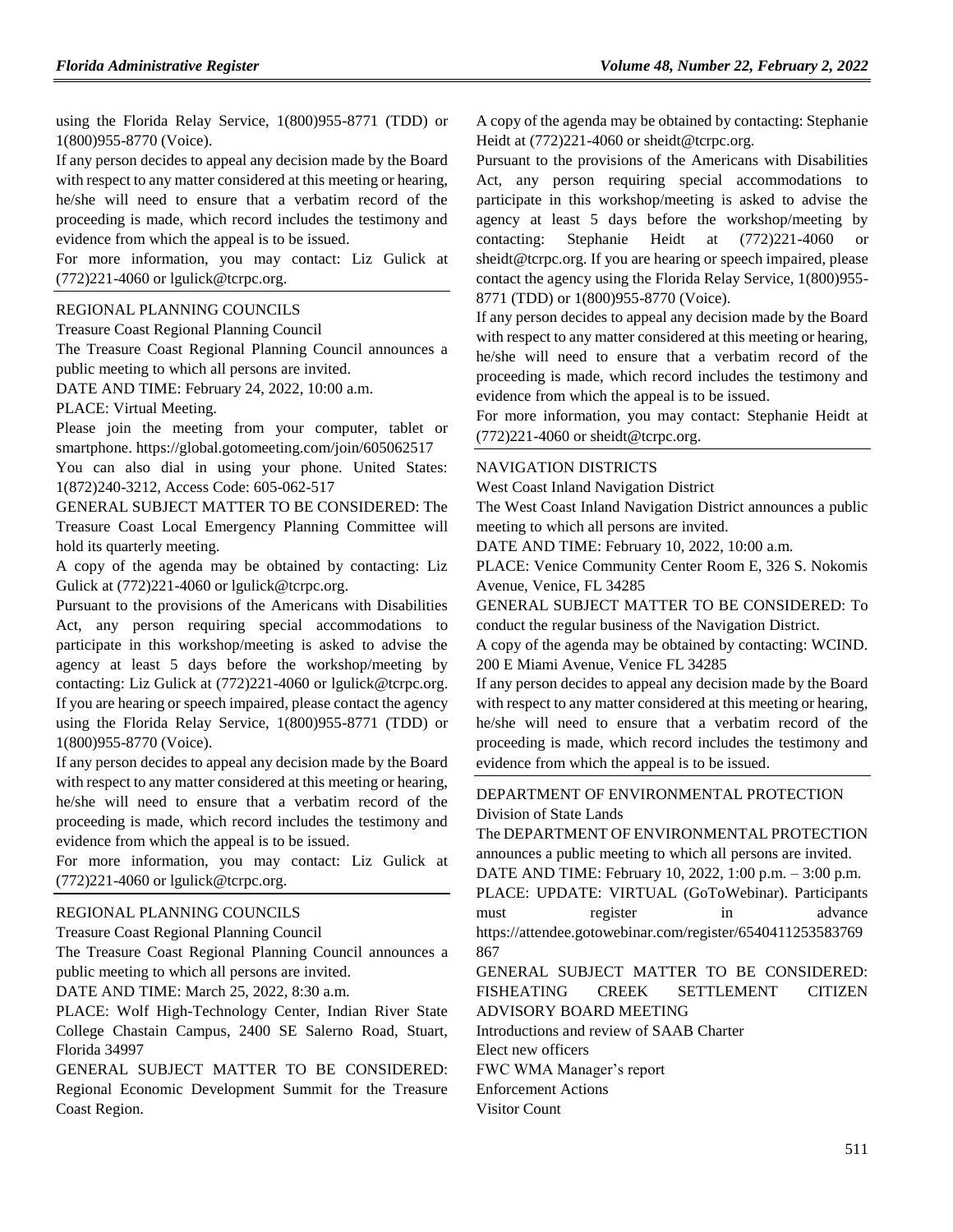using the Florida Relay Service, 1(800)955-8771 (TDD) or 1(800)955-8770 (Voice).

If any person decides to appeal any decision made by the Board with respect to any matter considered at this meeting or hearing, he/she will need to ensure that a verbatim record of the proceeding is made, which record includes the testimony and evidence from which the appeal is to be issued.

For more information, you may contact: Liz Gulick at (772)221-4060 or lgulick@tcrpc.org.

---

REGIONAL PLANNING COUNCILS

Treasure Coast Regional Planning Council

The Treasure Coast Regional Planning Council announces a public meeting to which all persons are invited.

DATE AND TIME: February 24, 2022, 10:00 a.m.

PLACE: Virtual Meeting.

Please join the meeting from your computer, tablet or smartphone. https://global.gotomeeting.com/join/605062517

You can also dial in using your phone. United States: 1(872)240-3212, Access Code: 605-062-517

GENERAL SUBJECT MATTER TO BE CONSIDERED: The Treasure Coast Local Emergency Planning Committee will hold its quarterly meeting.

A copy of the agenda may be obtained by contacting: Liz Gulick at (772)221-4060 or lgulick@tcrpc.org.

Pursuant to the provisions of the Americans with Disabilities Act, any person requiring special accommodations to participate in this workshop/meeting is asked to advise the agency at least 5 days before the workshop/meeting by contacting: Liz Gulick at (772)221-4060 or lgulick@tcrpc.org. If you are hearing or speech impaired, please contact the agency using the Florida Relay Service, 1(800)955-8771 (TDD) or 1(800)955-8770 (Voice).

If any person decides to appeal any decision made by the Board with respect to any matter considered at this meeting or hearing, he/she will need to ensure that a verbatim record of the proceeding is made, which record includes the testimony and evidence from which the appeal is to be issued.

For more information, you may contact: Liz Gulick at (772)221-4060 or lgulick@tcrpc.org.

---

REGIONAL PLANNING COUNCILS

Treasure Coast Regional Planning Council

The Treasure Coast Regional Planning Council announces a public meeting to which all persons are invited.

DATE AND TIME: March 25, 2022, 8:30 a.m.

PLACE: Wolf High-Technology Center, Indian River State College Chastain Campus, 2400 SE Salerno Road, Stuart, Florida 34997

GENERAL SUBJECT MATTER TO BE CONSIDERED: Regional Economic Development Summit for the Treasure Coast Region.

A copy of the agenda may be obtained by contacting: Stephanie Heidt at (772)221-4060 or sheidt@tcrpc.org.

Pursuant to the provisions of the Americans with Disabilities Act, any person requiring special accommodations to participate in this workshop/meeting is asked to advise the agency at least 5 days before the workshop/meeting by contacting: Stephanie Heidt at (772)221-4060 or sheidt@tcrpc.org. If you are hearing or speech impaired, please contact the agency using the Florida Relay Service, 1(800)955-8771 (TDD) or 1(800)955-8770 (Voice).

If any person decides to appeal any decision made by the Board with respect to any matter considered at this meeting or hearing, he/she will need to ensure that a verbatim record of the proceeding is made, which record includes the testimony and evidence from which the appeal is to be issued.

For more information, you may contact: Stephanie Heidt at (772)221-4060 or sheidt@tcrpc.org.

---

NAVIGATION DISTRICTS

West Coast Inland Navigation District

The West Coast Inland Navigation District announces a public meeting to which all persons are invited.

DATE AND TIME: February 10, 2022, 10:00 a.m.

PLACE: Venice Community Center Room E, 326 S. Nokomis Avenue, Venice, FL 34285

GENERAL SUBJECT MATTER TO BE CONSIDERED: To conduct the regular business of the Navigation District.

A copy of the agenda may be obtained by contacting: WCIND. 200 E Miami Avenue, Venice FL 34285

If any person decides to appeal any decision made by the Board with respect to any matter considered at this meeting or hearing, he/she will need to ensure that a verbatim record of the proceeding is made, which record includes the testimony and evidence from which the appeal is to be issued.

---

DEPARTMENT OF ENVIRONMENTAL PROTECTION

Division of State Lands

The DEPARTMENT OF ENVIRONMENTAL PROTECTION announces a public meeting to which all persons are invited.

DATE AND TIME: February 10, 2022, 1:00 p.m. – 3:00 p.m.

PLACE: UPDATE: VIRTUAL (GoToWebinar). Participants must register in advance https://attendee.gotowebinar.com/register/6540411253583769867

GENERAL SUBJECT MATTER TO BE CONSIDERED: FISHEATING CREEK SETTLEMENT CITIZEN ADVISORY BOARD MEETING

Introductions and review of SAAB Charter

Elect new officers

FWC WMA Manager's report

Enforcement Actions

Visitor Count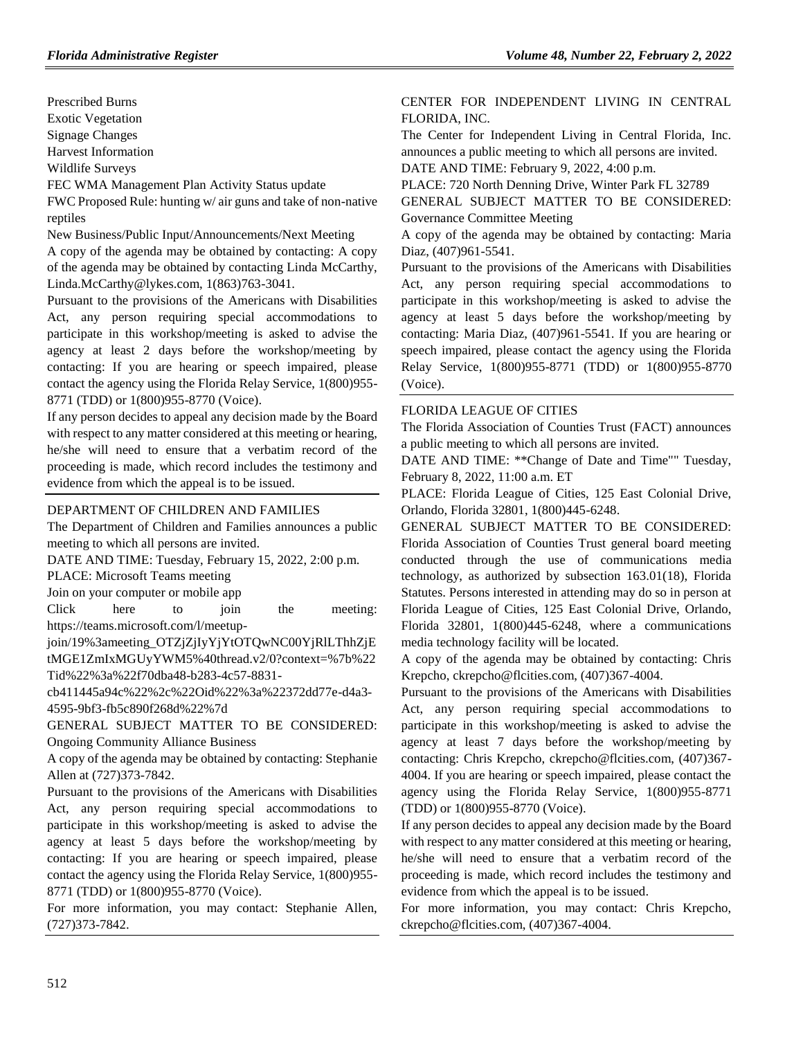Prescribed Burns

Exotic Vegetation

Signage Changes

Harvest Information

Wildlife Surveys

FEC WMA Management Plan Activity Status update

FWC Proposed Rule: hunting w/ air guns and take of non-native reptiles

New Business/Public Input/Announcements/Next Meeting

A copy of the agenda may be obtained by contacting: A copy of the agenda may be obtained by contacting Linda McCarthy, Linda.McCarthy@lykes.com, 1(863)763-3041.

Pursuant to the provisions of the Americans with Disabilities Act, any person requiring special accommodations to participate in this workshop/meeting is asked to advise the agency at least 2 days before the workshop/meeting by contacting: If you are hearing or speech impaired, please contact the agency using the Florida Relay Service, 1(800)955-8771 (TDD) or 1(800)955-8770 (Voice).

If any person decides to appeal any decision made by the Board with respect to any matter considered at this meeting or hearing, he/she will need to ensure that a verbatim record of the proceeding is made, which record includes the testimony and evidence from which the appeal is to be issued.

---

DEPARTMENT OF CHILDREN AND FAMILIES

The Department of Children and Families announces a public meeting to which all persons are invited.

DATE AND TIME: Tuesday, February 15, 2022, 2:00 p.m.

PLACE: Microsoft Teams meeting

Join on your computer or mobile app

Click here to join the meeting: https://teams.microsoft.com/l/meetup-join/19%3ameeting_OTZjZjIyYjYtOTQwNC00YjRlLThhZjEtMGE1ZmIxMGUyYWM5%40thread.v2/0?context=%7b%22Tid%22%3a%22f70dba48-b283-4c57-8831-cb411445a94c%22%2c%22Oid%22%3a%22372dd77e-d4a3-4595-9bf3-fb5c890f268d%22%7d

GENERAL SUBJECT MATTER TO BE CONSIDERED: Ongoing Community Alliance Business

A copy of the agenda may be obtained by contacting: Stephanie Allen at (727)373-7842.

Pursuant to the provisions of the Americans with Disabilities Act, any person requiring special accommodations to participate in this workshop/meeting is asked to advise the agency at least 5 days before the workshop/meeting by contacting: If you are hearing or speech impaired, please contact the agency using the Florida Relay Service, 1(800)955-8771 (TDD) or 1(800)955-8770 (Voice).

For more information, you may contact: Stephanie Allen, (727)373-7842.

---

CENTER FOR INDEPENDENT LIVING IN CENTRAL FLORIDA, INC.

The Center for Independent Living in Central Florida, Inc. announces a public meeting to which all persons are invited.

DATE AND TIME: February 9, 2022, 4:00 p.m.

PLACE: 720 North Denning Drive, Winter Park FL 32789

GENERAL SUBJECT MATTER TO BE CONSIDERED: Governance Committee Meeting

A copy of the agenda may be obtained by contacting: Maria Diaz, (407)961-5541.

Pursuant to the provisions of the Americans with Disabilities Act, any person requiring special accommodations to participate in this workshop/meeting is asked to advise the agency at least 5 days before the workshop/meeting by contacting: Maria Diaz, (407)961-5541. If you are hearing or speech impaired, please contact the agency using the Florida Relay Service, 1(800)955-8771 (TDD) or 1(800)955-8770 (Voice).

---

FLORIDA LEAGUE OF CITIES

The Florida Association of Counties Trust (FACT) announces a public meeting to which all persons are invited.

DATE AND TIME: **Change of Date and Time"" Tuesday, February 8, 2022, 11:00 a.m. ET

PLACE: Florida League of Cities, 125 East Colonial Drive, Orlando, Florida 32801, 1(800)445-6248.

GENERAL SUBJECT MATTER TO BE CONSIDERED: Florida Association of Counties Trust general board meeting conducted through the use of communications media technology, as authorized by subsection 163.01(18), Florida Statutes. Persons interested in attending may do so in person at Florida League of Cities, 125 East Colonial Drive, Orlando, Florida 32801, 1(800)445-6248, where a communications media technology facility will be located.

A copy of the agenda may be obtained by contacting: Chris Krepcho, ckrepcho@flcities.com, (407)367-4004.

Pursuant to the provisions of the Americans with Disabilities Act, any person requiring special accommodations to participate in this workshop/meeting is asked to advise the agency at least 7 days before the workshop/meeting by contacting: Chris Krepcho, ckrepcho@flcities.com, (407)367-4004. If you are hearing or speech impaired, please contact the agency using the Florida Relay Service, 1(800)955-8771 (TDD) or 1(800)955-8770 (Voice).

If any person decides to appeal any decision made by the Board with respect to any matter considered at this meeting or hearing, he/she will need to ensure that a verbatim record of the proceeding is made, which record includes the testimony and evidence from which the appeal is to be issued.

For more information, you may contact: Chris Krepcho, ckrepcho@flcities.com, (407)367-4004.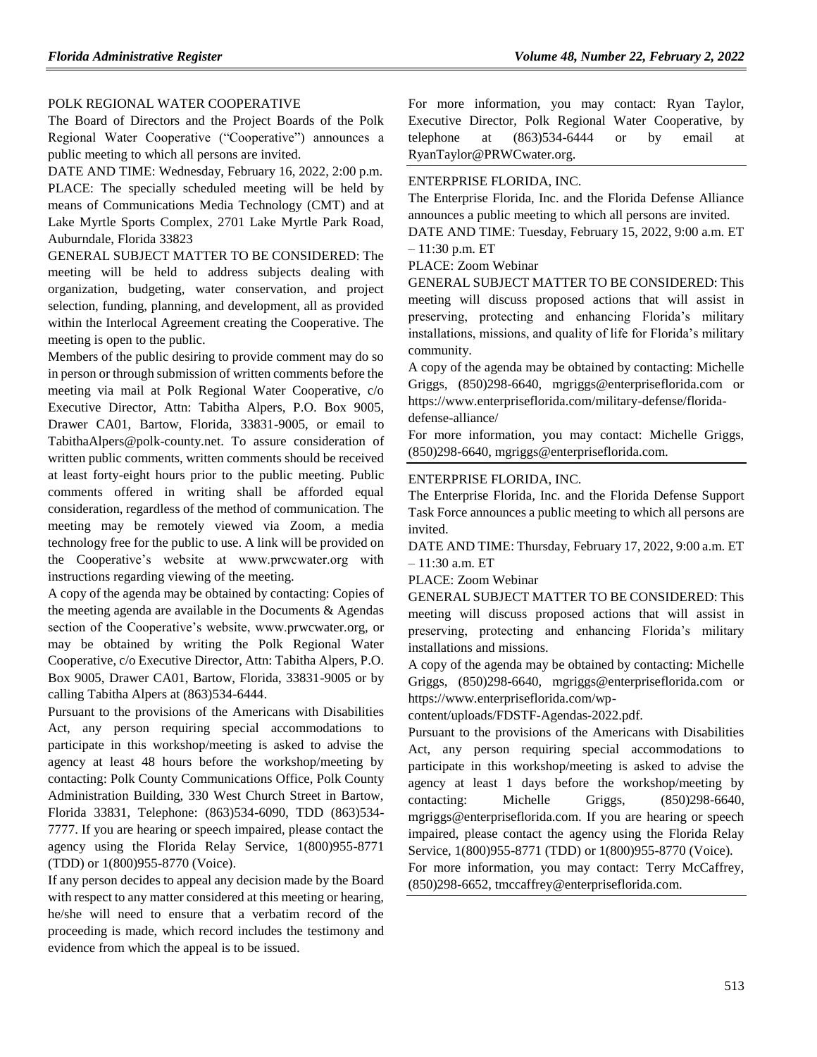POLK REGIONAL WATER COOPERATIVE

The Board of Directors and the Project Boards of the Polk Regional Water Cooperative ("Cooperative") announces a public meeting to which all persons are invited.

DATE AND TIME: Wednesday, February 16, 2022, 2:00 p.m.

PLACE: The specially scheduled meeting will be held by means of Communications Media Technology (CMT) and at Lake Myrtle Sports Complex, 2701 Lake Myrtle Park Road, Auburndale, Florida 33823

GENERAL SUBJECT MATTER TO BE CONSIDERED: The meeting will be held to address subjects dealing with organization, budgeting, water conservation, and project selection, funding, planning, and development, all as provided within the Interlocal Agreement creating the Cooperative. The meeting is open to the public.

Members of the public desiring to provide comment may do so in person or through submission of written comments before the meeting via mail at Polk Regional Water Cooperative, c/o Executive Director, Attn: Tabitha Alpers, P.O. Box 9005, Drawer CA01, Bartow, Florida, 33831-9005, or email to TabithaAlpers@polk-county.net. To assure consideration of written public comments, written comments should be received at least forty-eight hours prior to the public meeting. Public comments offered in writing shall be afforded equal consideration, regardless of the method of communication. The meeting may be remotely viewed via Zoom, a media technology free for the public to use. A link will be provided on the Cooperative's website at www.prwcwater.org with instructions regarding viewing of the meeting.

A copy of the agenda may be obtained by contacting: Copies of the meeting agenda are available in the Documents & Agendas section of the Cooperative's website, www.prwcwater.org, or may be obtained by writing the Polk Regional Water Cooperative, c/o Executive Director, Attn: Tabitha Alpers, P.O. Box 9005, Drawer CA01, Bartow, Florida, 33831-9005 or by calling Tabitha Alpers at (863)534-6444.

Pursuant to the provisions of the Americans with Disabilities Act, any person requiring special accommodations to participate in this workshop/meeting is asked to advise the agency at least 48 hours before the workshop/meeting by contacting: Polk County Communications Office, Polk County Administration Building, 330 West Church Street in Bartow, Florida 33831, Telephone: (863)534-6090, TDD (863)534-7777. If you are hearing or speech impaired, please contact the agency using the Florida Relay Service, 1(800)955-8771 (TDD) or 1(800)955-8770 (Voice).

If any person decides to appeal any decision made by the Board with respect to any matter considered at this meeting or hearing, he/she will need to ensure that a verbatim record of the proceeding is made, which record includes the testimony and evidence from which the appeal is to be issued.

For more information, you may contact: Ryan Taylor, Executive Director, Polk Regional Water Cooperative, by telephone at (863)534-6444 or by email at RyanTaylor@PRWCwater.org.

---

ENTERPRISE FLORIDA, INC.

The Enterprise Florida, Inc. and the Florida Defense Alliance announces a public meeting to which all persons are invited.

DATE AND TIME: Tuesday, February 15, 2022, 9:00 a.m. ET – 11:30 p.m. ET

PLACE: Zoom Webinar

GENERAL SUBJECT MATTER TO BE CONSIDERED: This meeting will discuss proposed actions that will assist in preserving, protecting and enhancing Florida's military installations, missions, and quality of life for Florida's military community.

A copy of the agenda may be obtained by contacting: Michelle Griggs, (850)298-6640, mgriggs@enterpriseflorida.com or https://www.enterpriseflorida.com/military-defense/florida-defense-alliance/

For more information, you may contact: Michelle Griggs, (850)298-6640, mgriggs@enterpriseflorida.com.

---

ENTERPRISE FLORIDA, INC.

The Enterprise Florida, Inc. and the Florida Defense Support Task Force announces a public meeting to which all persons are invited.

DATE AND TIME: Thursday, February 17, 2022, 9:00 a.m. ET – 11:30 a.m. ET

PLACE: Zoom Webinar

GENERAL SUBJECT MATTER TO BE CONSIDERED: This meeting will discuss proposed actions that will assist in preserving, protecting and enhancing Florida's military installations and missions.

A copy of the agenda may be obtained by contacting: Michelle Griggs, (850)298-6640, mgriggs@enterpriseflorida.com or https://www.enterpriseflorida.com/wp-content/uploads/FDSTF-Agendas-2022.pdf.

Pursuant to the provisions of the Americans with Disabilities Act, any person requiring special accommodations to participate in this workshop/meeting is asked to advise the agency at least 1 days before the workshop/meeting by contacting: Michelle Griggs, (850)298-6640, mgriggs@enterpriseflorida.com. If you are hearing or speech impaired, please contact the agency using the Florida Relay Service, 1(800)955-8771 (TDD) or 1(800)955-8770 (Voice).

For more information, you may contact: Terry McCaffrey, (850)298-6652, tmccaffrey@enterpriseflorida.com.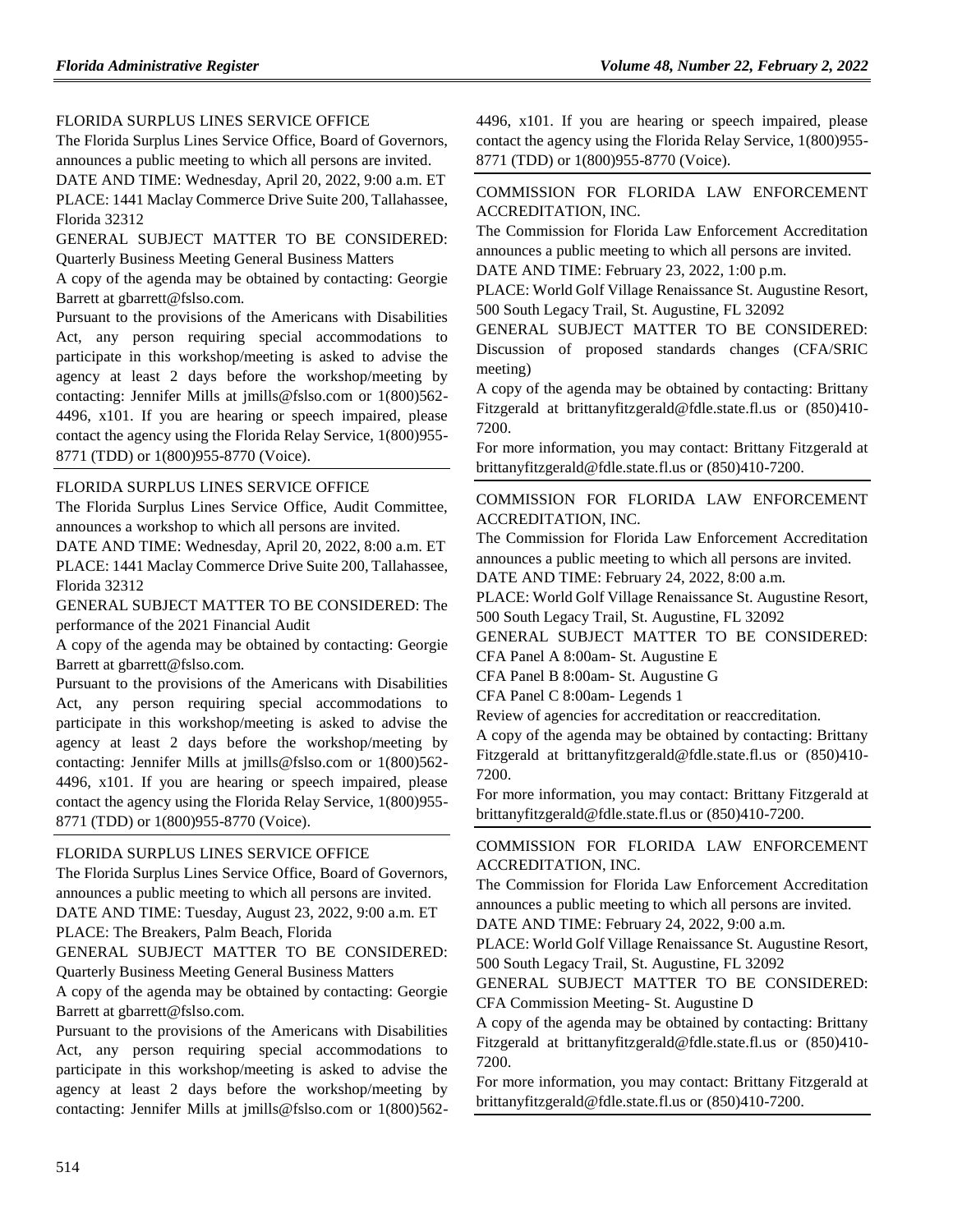FLORIDA SURPLUS LINES SERVICE OFFICE

The Florida Surplus Lines Service Office, Board of Governors, announces a public meeting to which all persons are invited.

DATE AND TIME: Wednesday, April 20, 2022, 9:00 a.m. ET

PLACE: 1441 Maclay Commerce Drive Suite 200, Tallahassee, Florida 32312

GENERAL SUBJECT MATTER TO BE CONSIDERED: Quarterly Business Meeting General Business Matters

A copy of the agenda may be obtained by contacting: Georgie Barrett at gbarrett@fslso.com.

Pursuant to the provisions of the Americans with Disabilities Act, any person requiring special accommodations to participate in this workshop/meeting is asked to advise the agency at least 2 days before the workshop/meeting by contacting: Jennifer Mills at jmills@fslso.com or 1(800)562-4496, x101. If you are hearing or speech impaired, please contact the agency using the Florida Relay Service, 1(800)955-8771 (TDD) or 1(800)955-8770 (Voice).

---

FLORIDA SURPLUS LINES SERVICE OFFICE

The Florida Surplus Lines Service Office, Audit Committee, announces a workshop to which all persons are invited.

DATE AND TIME: Wednesday, April 20, 2022, 8:00 a.m. ET

PLACE: 1441 Maclay Commerce Drive Suite 200, Tallahassee, Florida 32312

GENERAL SUBJECT MATTER TO BE CONSIDERED: The performance of the 2021 Financial Audit

A copy of the agenda may be obtained by contacting: Georgie Barrett at gbarrett@fslso.com.

Pursuant to the provisions of the Americans with Disabilities Act, any person requiring special accommodations to participate in this workshop/meeting is asked to advise the agency at least 2 days before the workshop/meeting by contacting: Jennifer Mills at jmills@fslso.com or 1(800)562-4496, x101. If you are hearing or speech impaired, please contact the agency using the Florida Relay Service, 1(800)955-8771 (TDD) or 1(800)955-8770 (Voice).

---

FLORIDA SURPLUS LINES SERVICE OFFICE

The Florida Surplus Lines Service Office, Board of Governors, announces a public meeting to which all persons are invited.

DATE AND TIME: Tuesday, August 23, 2022, 9:00 a.m. ET

PLACE: The Breakers, Palm Beach, Florida

GENERAL SUBJECT MATTER TO BE CONSIDERED: Quarterly Business Meeting General Business Matters

A copy of the agenda may be obtained by contacting: Georgie Barrett at gbarrett@fslso.com.

Pursuant to the provisions of the Americans with Disabilities Act, any person requiring special accommodations to participate in this workshop/meeting is asked to advise the agency at least 2 days before the workshop/meeting by contacting: Jennifer Mills at jmills@fslso.com or 1(800)562-4496, x101. If you are hearing or speech impaired, please contact the agency using the Florida Relay Service, 1(800)955-8771 (TDD) or 1(800)955-8770 (Voice).

---

COMMISSION FOR FLORIDA LAW ENFORCEMENT ACCREDITATION, INC.

The Commission for Florida Law Enforcement Accreditation announces a public meeting to which all persons are invited.

DATE AND TIME: February 23, 2022, 1:00 p.m.

PLACE: World Golf Village Renaissance St. Augustine Resort, 500 South Legacy Trail, St. Augustine, FL 32092

GENERAL SUBJECT MATTER TO BE CONSIDERED: Discussion of proposed standards changes (CFA/SRIC meeting)

A copy of the agenda may be obtained by contacting: Brittany Fitzgerald at brittanyfitzgerald@fdle.state.fl.us or (850)410-7200.

For more information, you may contact: Brittany Fitzgerald at brittanyfitzgerald@fdle.state.fl.us or (850)410-7200.

---

COMMISSION FOR FLORIDA LAW ENFORCEMENT ACCREDITATION, INC.

The Commission for Florida Law Enforcement Accreditation announces a public meeting to which all persons are invited.

DATE AND TIME: February 24, 2022, 8:00 a.m.

PLACE: World Golf Village Renaissance St. Augustine Resort, 500 South Legacy Trail, St. Augustine, FL 32092

GENERAL SUBJECT MATTER TO BE CONSIDERED:

CFA Panel A 8:00am- St. Augustine E

CFA Panel B 8:00am- St. Augustine G

CFA Panel C 8:00am- Legends 1

Review of agencies for accreditation or reaccreditation.

A copy of the agenda may be obtained by contacting: Brittany Fitzgerald at brittanyfitzgerald@fdle.state.fl.us or (850)410-7200.

For more information, you may contact: Brittany Fitzgerald at brittanyfitzgerald@fdle.state.fl.us or (850)410-7200.

---

COMMISSION FOR FLORIDA LAW ENFORCEMENT ACCREDITATION, INC.

The Commission for Florida Law Enforcement Accreditation announces a public meeting to which all persons are invited.

DATE AND TIME: February 24, 2022, 9:00 a.m.

PLACE: World Golf Village Renaissance St. Augustine Resort, 500 South Legacy Trail, St. Augustine, FL 32092

GENERAL SUBJECT MATTER TO BE CONSIDERED: CFA Commission Meeting- St. Augustine D

A copy of the agenda may be obtained by contacting: Brittany Fitzgerald at brittanyfitzgerald@fdle.state.fl.us or (850)410-7200.

For more information, you may contact: Brittany Fitzgerald at brittanyfitzgerald@fdle.state.fl.us or (850)410-7200.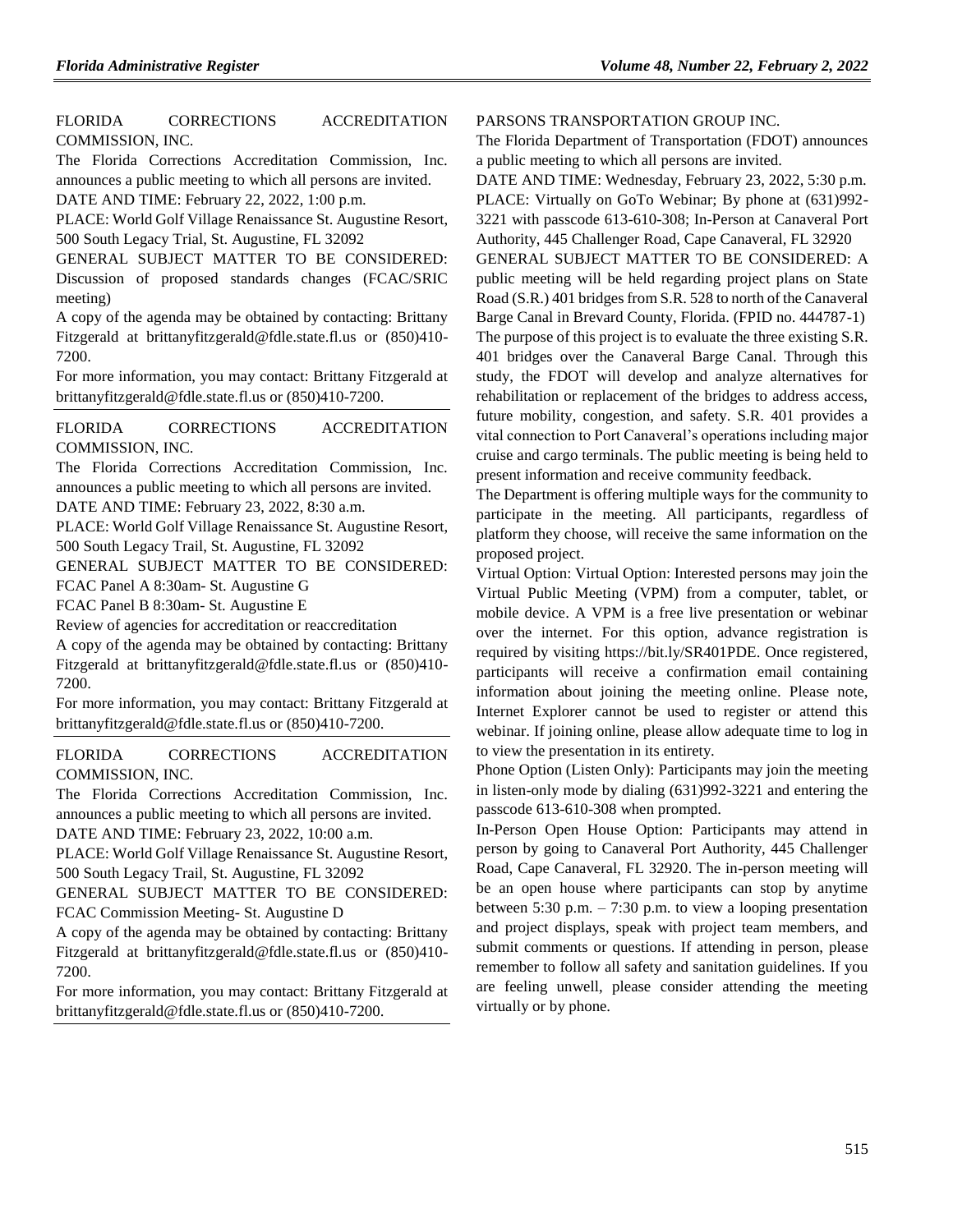FLORIDA CORRECTIONS ACCREDITATION COMMISSION, INC.

The Florida Corrections Accreditation Commission, Inc. announces a public meeting to which all persons are invited.

DATE AND TIME: February 22, 2022, 1:00 p.m.

PLACE: World Golf Village Renaissance St. Augustine Resort, 500 South Legacy Trial, St. Augustine, FL 32092

GENERAL SUBJECT MATTER TO BE CONSIDERED: Discussion of proposed standards changes (FCAC/SRIC meeting)

A copy of the agenda may be obtained by contacting: Brittany Fitzgerald at brittanyfitzgerald@fdle.state.fl.us or (850)410-7200.

For more information, you may contact: Brittany Fitzgerald at brittanyfitzgerald@fdle.state.fl.us or (850)410-7200.

---

FLORIDA CORRECTIONS ACCREDITATION COMMISSION, INC.

The Florida Corrections Accreditation Commission, Inc. announces a public meeting to which all persons are invited.

DATE AND TIME: February 23, 2022, 8:30 a.m.

PLACE: World Golf Village Renaissance St. Augustine Resort, 500 South Legacy Trail, St. Augustine, FL 32092

GENERAL SUBJECT MATTER TO BE CONSIDERED:

FCAC Panel A 8:30am- St. Augustine G

FCAC Panel B 8:30am- St. Augustine E

Review of agencies for accreditation or reaccreditation

A copy of the agenda may be obtained by contacting: Brittany Fitzgerald at brittanyfitzgerald@fdle.state.fl.us or (850)410-7200.

For more information, you may contact: Brittany Fitzgerald at brittanyfitzgerald@fdle.state.fl.us or (850)410-7200.

---

FLORIDA CORRECTIONS ACCREDITATION COMMISSION, INC.

The Florida Corrections Accreditation Commission, Inc. announces a public meeting to which all persons are invited.

DATE AND TIME: February 23, 2022, 10:00 a.m.

PLACE: World Golf Village Renaissance St. Augustine Resort, 500 South Legacy Trail, St. Augustine, FL 32092

GENERAL SUBJECT MATTER TO BE CONSIDERED: FCAC Commission Meeting- St. Augustine D

A copy of the agenda may be obtained by contacting: Brittany Fitzgerald at brittanyfitzgerald@fdle.state.fl.us or (850)410-7200.

For more information, you may contact: Brittany Fitzgerald at brittanyfitzgerald@fdle.state.fl.us or (850)410-7200.

---

PARSONS TRANSPORTATION GROUP INC.

The Florida Department of Transportation (FDOT) announces a public meeting to which all persons are invited.

DATE AND TIME: Wednesday, February 23, 2022, 5:30 p.m.

PLACE: Virtually on GoTo Webinar; By phone at (631)992-3221 with passcode 613-610-308; In-Person at Canaveral Port Authority, 445 Challenger Road, Cape Canaveral, FL 32920

GENERAL SUBJECT MATTER TO BE CONSIDERED: A public meeting will be held regarding project plans on State Road (S.R.) 401 bridges from S.R. 528 to north of the Canaveral Barge Canal in Brevard County, Florida. (FPID no. 444787-1)

The purpose of this project is to evaluate the three existing S.R. 401 bridges over the Canaveral Barge Canal. Through this study, the FDOT will develop and analyze alternatives for rehabilitation or replacement of the bridges to address access, future mobility, congestion, and safety. S.R. 401 provides a vital connection to Port Canaveral's operations including major cruise and cargo terminals. The public meeting is being held to present information and receive community feedback.

The Department is offering multiple ways for the community to participate in the meeting. All participants, regardless of platform they choose, will receive the same information on the proposed project.

Virtual Option: Virtual Option: Interested persons may join the Virtual Public Meeting (VPM) from a computer, tablet, or mobile device. A VPM is a free live presentation or webinar over the internet. For this option, advance registration is required by visiting https://bit.ly/SR401PDE. Once registered, participants will receive a confirmation email containing information about joining the meeting online. Please note, Internet Explorer cannot be used to register or attend this webinar. If joining online, please allow adequate time to log in to view the presentation in its entirety.

Phone Option (Listen Only): Participants may join the meeting in listen-only mode by dialing (631)992-3221 and entering the passcode 613-610-308 when prompted.

In-Person Open House Option: Participants may attend in person by going to Canaveral Port Authority, 445 Challenger Road, Cape Canaveral, FL 32920. The in-person meeting will be an open house where participants can stop by anytime between 5:30 p.m. – 7:30 p.m. to view a looping presentation and project displays, speak with project team members, and submit comments or questions. If attending in person, please remember to follow all safety and sanitation guidelines. If you are feeling unwell, please consider attending the meeting virtually or by phone.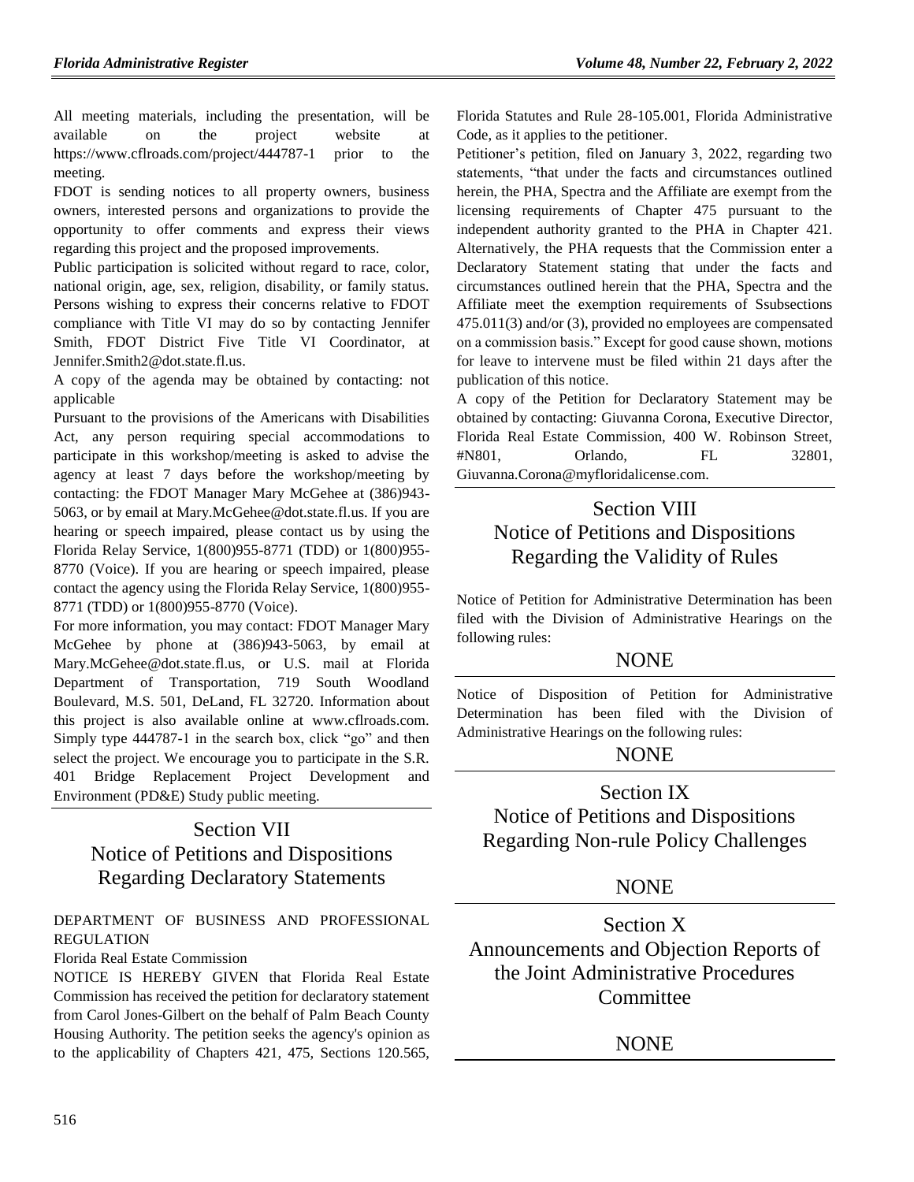All meeting materials, including the presentation, will be available on the project website at https://www.cflroads.com/project/444787-1 prior to the meeting.

FDOT is sending notices to all property owners, business owners, interested persons and organizations to provide the opportunity to offer comments and express their views regarding this project and the proposed improvements.

Public participation is solicited without regard to race, color, national origin, age, sex, religion, disability, or family status. Persons wishing to express their concerns relative to FDOT compliance with Title VI may do so by contacting Jennifer Smith, FDOT District Five Title VI Coordinator, at Jennifer.Smith2@dot.state.fl.us.

A copy of the agenda may be obtained by contacting: not applicable

Pursuant to the provisions of the Americans with Disabilities Act, any person requiring special accommodations to participate in this workshop/meeting is asked to advise the agency at least 7 days before the workshop/meeting by contacting: the FDOT Manager Mary McGehee at (386)943-5063, or by email at Mary.McGehee@dot.state.fl.us. If you are hearing or speech impaired, please contact us by using the Florida Relay Service, 1(800)955-8771 (TDD) or 1(800)955-8770 (Voice). If you are hearing or speech impaired, please contact the agency using the Florida Relay Service, 1(800)955-8771 (TDD) or 1(800)955-8770 (Voice).

For more information, you may contact: FDOT Manager Mary McGehee by phone at (386)943-5063, by email at Mary.McGehee@dot.state.fl.us, or U.S. mail at Florida Department of Transportation, 719 South Woodland Boulevard, M.S. 501, DeLand, FL 32720. Information about this project is also available online at www.cflroads.com. Simply type 444787-1 in the search box, click "go" and then select the project. We encourage you to participate in the S.R. 401 Bridge Replacement Project Development and Environment (PD&E) Study public meeting.

# Section VII Notice of Petitions and Dispositions Regarding Declaratory Statements

DEPARTMENT OF BUSINESS AND PROFESSIONAL REGULATION

Florida Real Estate Commission

NOTICE IS HEREBY GIVEN that Florida Real Estate Commission has received the petition for declaratory statement from Carol Jones-Gilbert on the behalf of Palm Beach County Housing Authority. The petition seeks the agency's opinion as to the applicability of Chapters 421, 475, Sections 120.565, Florida Statutes and Rule 28-105.001, Florida Administrative Code, as it applies to the petitioner.

Petitioner's petition, filed on January 3, 2022, regarding two statements, "that under the facts and circumstances outlined herein, the PHA, Spectra and the Affiliate are exempt from the licensing requirements of Chapter 475 pursuant to the independent authority granted to the PHA in Chapter 421. Alternatively, the PHA requests that the Commission enter a Declaratory Statement stating that under the facts and circumstances outlined herein that the PHA, Spectra and the Affiliate meet the exemption requirements of Ssubsections 475.011(3) and/or (3), provided no employees are compensated on a commission basis." Except for good cause shown, motions for leave to intervene must be filed within 21 days after the publication of this notice.

A copy of the Petition for Declaratory Statement may be obtained by contacting: Giuvanna Corona, Executive Director, Florida Real Estate Commission, 400 W. Robinson Street, #N801, Orlando, FL 32801, Giuvanna.Corona@myfloridalicense.com.

# Section VIII Notice of Petitions and Dispositions Regarding the Validity of Rules

Notice of Petition for Administrative Determination has been filed with the Division of Administrative Hearings on the following rules:

NONE

Notice of Disposition of Petition for Administrative Determination has been filed with the Division of Administrative Hearings on the following rules:

NONE

# Section IX Notice of Petitions and Dispositions Regarding Non-rule Policy Challenges

NONE

# Section X Announcements and Objection Reports of the Joint Administrative Procedures Committee

NONE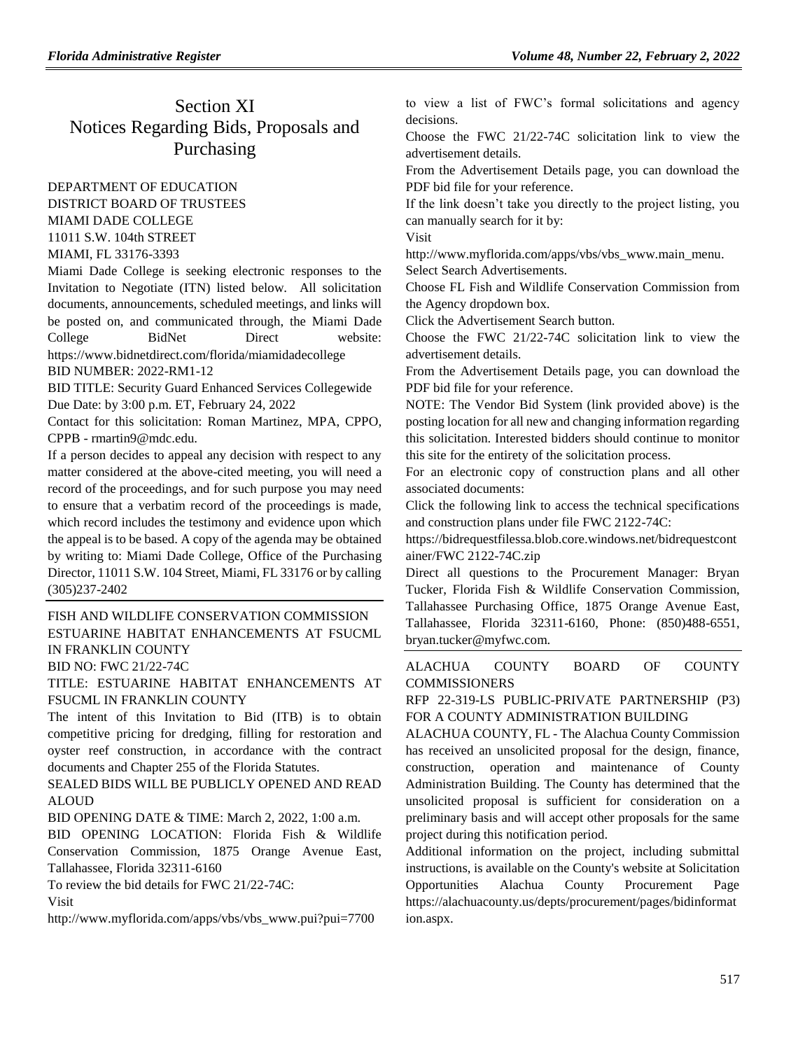# Section XI
# Notices Regarding Bids, Proposals and Purchasing

DEPARTMENT OF EDUCATION
DISTRICT BOARD OF TRUSTEES
MIAMI DADE COLLEGE
11011 S.W. 104th STREET
MIAMI, FL 33176-3393

Miami Dade College is seeking electronic responses to the Invitation to Negotiate (ITN) listed below. All solicitation documents, announcements, scheduled meetings, and links will be posted on, and communicated through, the Miami Dade College BidNet Direct website: https://www.bidnetdirect.com/florida/miamidadecollege

BID NUMBER: 2022-RM1-12

BID TITLE: Security Guard Enhanced Services Collegewide

Due Date: by 3:00 p.m. ET, February 24, 2022

Contact for this solicitation: Roman Martinez, MPA, CPPO, CPPB - rmartin9@mdc.edu.

If a person decides to appeal any decision with respect to any matter considered at the above-cited meeting, you will need a record of the proceedings, and for such purpose you may need to ensure that a verbatim record of the proceedings is made, which record includes the testimony and evidence upon which the appeal is to be based. A copy of the agenda may be obtained by writing to: Miami Dade College, Office of the Purchasing Director, 11011 S.W. 104 Street, Miami, FL 33176 or by calling (305)237-2402

---

FISH AND WILDLIFE CONSERVATION COMMISSION
ESTUARINE HABITAT ENHANCEMENTS AT FSUCML IN FRANKLIN COUNTY

BID NO: FWC 21/22-74C

TITLE: ESTUARINE HABITAT ENHANCEMENTS AT FSUCML IN FRANKLIN COUNTY

The intent of this Invitation to Bid (ITB) is to obtain competitive pricing for dredging, filling for restoration and oyster reef construction, in accordance with the contract documents and Chapter 255 of the Florida Statutes.

SEALED BIDS WILL BE PUBLICLY OPENED AND READ ALOUD

BID OPENING DATE & TIME: March 2, 2022, 1:00 a.m.

BID OPENING LOCATION: Florida Fish & Wildlife Conservation Commission, 1875 Orange Avenue East, Tallahassee, Florida 32311-6160

To review the bid details for FWC 21/22-74C:

Visit

http://www.myflorida.com/apps/vbs/vbs_www.pui?pui=7700 to view a list of FWC's formal solicitations and agency decisions.

Choose the FWC 21/22-74C solicitation link to view the advertisement details.

From the Advertisement Details page, you can download the PDF bid file for your reference.

If the link doesn't take you directly to the project listing, you can manually search for it by:

Visit

http://www.myflorida.com/apps/vbs/vbs_www.main_menu.

Select Search Advertisements.

Choose FL Fish and Wildlife Conservation Commission from the Agency dropdown box.

Click the Advertisement Search button.

Choose the FWC 21/22-74C solicitation link to view the advertisement details.

From the Advertisement Details page, you can download the PDF bid file for your reference.

NOTE: The Vendor Bid System (link provided above) is the posting location for all new and changing information regarding this solicitation. Interested bidders should continue to monitor this site for the entirety of the solicitation process.

For an electronic copy of construction plans and all other associated documents:

Click the following link to access the technical specifications and construction plans under file FWC 2122-74C:

https://bidrequestfilessa.blob.core.windows.net/bidrequestcontainer/FWC 2122-74C.zip

Direct all questions to the Procurement Manager: Bryan Tucker, Florida Fish & Wildlife Conservation Commission, Tallahassee Purchasing Office, 1875 Orange Avenue East, Tallahassee, Florida 32311-6160, Phone: (850)488-6551, bryan.tucker@myfwc.com.

---

ALACHUA COUNTY BOARD OF COUNTY COMMISSIONERS

RFP 22-319-LS PUBLIC-PRIVATE PARTNERSHIP (P3) FOR A COUNTY ADMINISTRATION BUILDING

ALACHUA COUNTY, FL - The Alachua County Commission has received an unsolicited proposal for the design, finance, construction, operation and maintenance of County Administration Building. The County has determined that the unsolicited proposal is sufficient for consideration on a preliminary basis and will accept other proposals for the same project during this notification period.

Additional information on the project, including submittal instructions, is available on the County's website at Solicitation Opportunities Alachua County Procurement Page https://alachuacounty.us/depts/procurement/pages/bidinformation.aspx.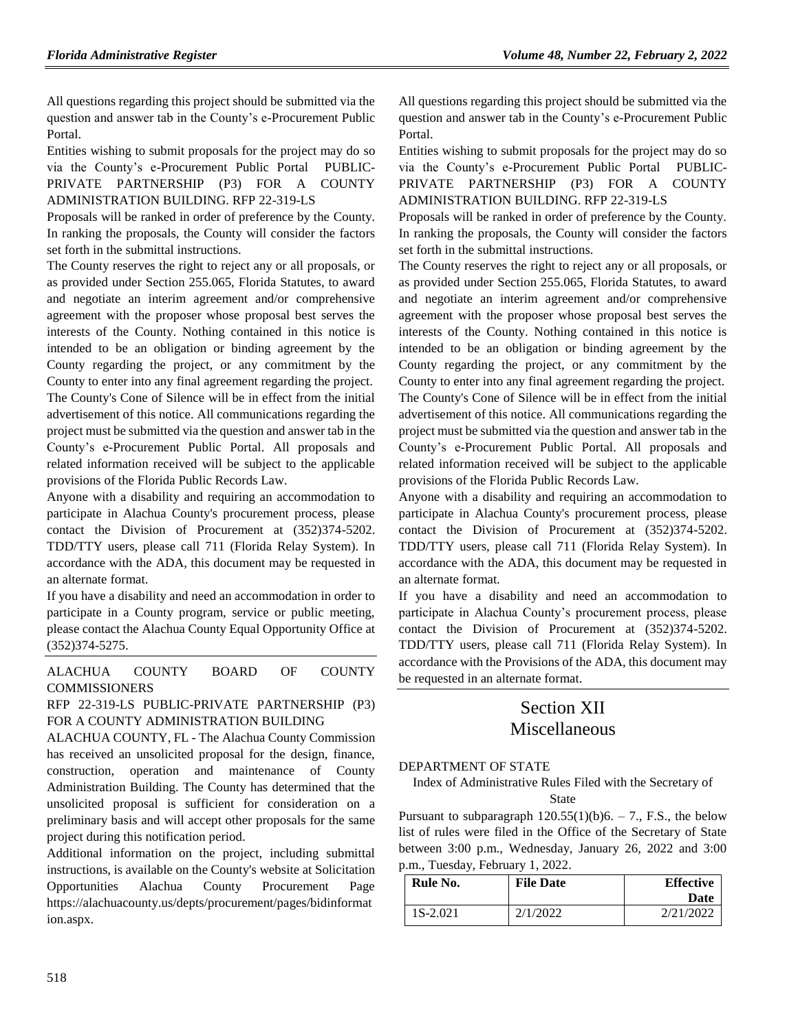All questions regarding this project should be submitted via the question and answer tab in the County's e-Procurement Public Portal.

Entities wishing to submit proposals for the project may do so via the County's e-Procurement Public Portal PUBLIC-PRIVATE PARTNERSHIP (P3) FOR A COUNTY ADMINISTRATION BUILDING. RFP 22-319-LS

Proposals will be ranked in order of preference by the County. In ranking the proposals, the County will consider the factors set forth in the submittal instructions.

The County reserves the right to reject any or all proposals, or as provided under Section 255.065, Florida Statutes, to award and negotiate an interim agreement and/or comprehensive agreement with the proposer whose proposal best serves the interests of the County. Nothing contained in this notice is intended to be an obligation or binding agreement by the County regarding the project, or any commitment by the County to enter into any final agreement regarding the project.

The County's Cone of Silence will be in effect from the initial advertisement of this notice. All communications regarding the project must be submitted via the question and answer tab in the County's e-Procurement Public Portal. All proposals and related information received will be subject to the applicable provisions of the Florida Public Records Law.

Anyone with a disability and requiring an accommodation to participate in Alachua County's procurement process, please contact the Division of Procurement at (352)374-5202. TDD/TTY users, please call 711 (Florida Relay System). In accordance with the ADA, this document may be requested in an alternate format.

If you have a disability and need an accommodation in order to participate in a County program, service or public meeting, please contact the Alachua County Equal Opportunity Office at (352)374-5275.

ALACHUA COUNTY BOARD OF COUNTY COMMISSIONERS

RFP 22-319-LS PUBLIC-PRIVATE PARTNERSHIP (P3) FOR A COUNTY ADMINISTRATION BUILDING

ALACHUA COUNTY, FL - The Alachua County Commission has received an unsolicited proposal for the design, finance, construction, operation and maintenance of County Administration Building. The County has determined that the unsolicited proposal is sufficient for consideration on a preliminary basis and will accept other proposals for the same project during this notification period.

Additional information on the project, including submittal instructions, is available on the County's website at Solicitation Opportunities Alachua County Procurement Page https://alachuacounty.us/depts/procurement/pages/bidinformation.aspx.

All questions regarding this project should be submitted via the question and answer tab in the County's e-Procurement Public Portal.

Entities wishing to submit proposals for the project may do so via the County's e-Procurement Public Portal PUBLIC-PRIVATE PARTNERSHIP (P3) FOR A COUNTY ADMINISTRATION BUILDING. RFP 22-319-LS

Proposals will be ranked in order of preference by the County. In ranking the proposals, the County will consider the factors set forth in the submittal instructions.

The County reserves the right to reject any or all proposals, or as provided under Section 255.065, Florida Statutes, to award and negotiate an interim agreement and/or comprehensive agreement with the proposer whose proposal best serves the interests of the County. Nothing contained in this notice is intended to be an obligation or binding agreement by the County regarding the project, or any commitment by the County to enter into any final agreement regarding the project.

The County's Cone of Silence will be in effect from the initial advertisement of this notice. All communications regarding the project must be submitted via the question and answer tab in the County's e-Procurement Public Portal. All proposals and related information received will be subject to the applicable provisions of the Florida Public Records Law.

Anyone with a disability and requiring an accommodation to participate in Alachua County's procurement process, please contact the Division of Procurement at (352)374-5202. TDD/TTY users, please call 711 (Florida Relay System). In accordance with the ADA, this document may be requested in an alternate format.

If you have a disability and need an accommodation to participate in Alachua County's procurement process, please contact the Division of Procurement at (352)374-5202. TDD/TTY users, please call 711 (Florida Relay System). In accordance with the Provisions of the ADA, this document may be requested in an alternate format.

# Section XII
# Miscellaneous

DEPARTMENT OF STATE

Index of Administrative Rules Filed with the Secretary of State

Pursuant to subparagraph 120.55(1)(b)6. – 7., F.S., the below list of rules were filed in the Office of the Secretary of State between 3:00 p.m., Wednesday, January 26, 2022 and 3:00 p.m., Tuesday, February 1, 2022.

| Rule No. | File Date | Effective Date |
|---|---|---|
| 1S-2.021 | 2/1/2022 | 2/21/2022 |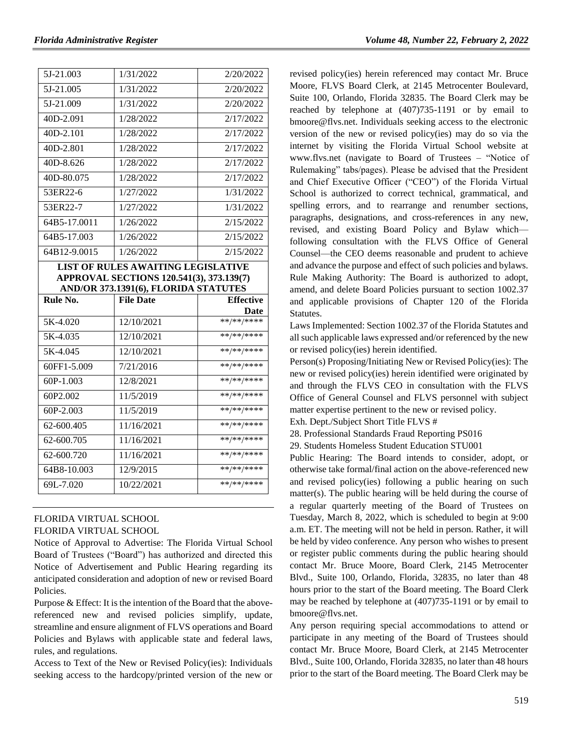| 5J-21.003 | 1/31/2022 | 2/20/2022 |
|---|---|---|
| 5J-21.005 | 1/31/2022 | 2/20/2022 |
| 5J-21.009 | 1/31/2022 | 2/20/2022 |
| 40D-2.091 | 1/28/2022 | 2/17/2022 |
| 40D-2.101 | 1/28/2022 | 2/17/2022 |
| 40D-2.801 | 1/28/2022 | 2/17/2022 |
| 40D-8.626 | 1/28/2022 | 2/17/2022 |
| 40D-80.075 | 1/28/2022 | 2/17/2022 |
| 53ER22-6 | 1/27/2022 | 1/31/2022 |
| 53ER22-7 | 1/27/2022 | 1/31/2022 |
| 64B5-17.0011 | 1/26/2022 | 2/15/2022 |
| 64B5-17.003 | 1/26/2022 | 2/15/2022 |
| 64B12-9.0015 | 1/26/2022 | 2/15/2022 |

**LIST OF RULES AWAITING LEGISLATIVE APPROVAL SECTIONS 120.541(3), 373.139(7) AND/OR 373.1391(6), FLORIDA STATUTES**

| Rule No. | File Date | Effective Date |
|---|---|---|
| 5K-4.020 | 12/10/2021 | **/**/**** |
| 5K-4.035 | 12/10/2021 | **/**/**** |
| 5K-4.045 | 12/10/2021 | **/**/**** |
| 60FF1-5.009 | 7/21/2016 | **/**/**** |
| 60P-1.003 | 12/8/2021 | **/**/**** |
| 60P2.002 | 11/5/2019 | **/**/**** |
| 60P-2.003 | 11/5/2019 | **/**/**** |
| 62-600.405 | 11/16/2021 | **/**/**** |
| 62-600.705 | 11/16/2021 | **/**/**** |
| 62-600.720 | 11/16/2021 | **/**/**** |
| 64B8-10.003 | 12/9/2015 | **/**/**** |
| 69L-7.020 | 10/22/2021 | **/**/**** |

FLORIDA VIRTUAL SCHOOL

FLORIDA VIRTUAL SCHOOL

Notice of Approval to Advertise: The Florida Virtual School Board of Trustees ("Board") has authorized and directed this Notice of Advertisement and Public Hearing regarding its anticipated consideration and adoption of new or revised Board Policies.

Purpose & Effect: It is the intention of the Board that the above-referenced new and revised policies simplify, update, streamline and ensure alignment of FLVS operations and Board Policies and Bylaws with applicable state and federal laws, rules, and regulations.

Access to Text of the New or Revised Policy(ies): Individuals seeking access to the hardcopy/printed version of the new or revised policy(ies) herein referenced may contact Mr. Bruce Moore, FLVS Board Clerk, at 2145 Metrocenter Boulevard, Suite 100, Orlando, Florida 32835. The Board Clerk may be reached by telephone at (407)735-1191 or by email to bmoore@flvs.net. Individuals seeking access to the electronic version of the new or revised policy(ies) may do so via the internet by visiting the Florida Virtual School website at www.flvs.net (navigate to Board of Trustees – "Notice of Rulemaking" tabs/pages). Please be advised that the President and Chief Executive Officer ("CEO") of the Florida Virtual School is authorized to correct technical, grammatical, and spelling errors, and to rearrange and renumber sections, paragraphs, designations, and cross-references in any new, revised, and existing Board Policy and Bylaw which—following consultation with the FLVS Office of General Counsel—the CEO deems reasonable and prudent to achieve and advance the purpose and effect of such policies and bylaws.

Rule Making Authority: The Board is authorized to adopt, amend, and delete Board Policies pursuant to section 1002.37 and applicable provisions of Chapter 120 of the Florida Statutes.

Laws Implemented: Section 1002.37 of the Florida Statutes and all such applicable laws expressed and/or referenced by the new or revised policy(ies) herein identified.

Person(s) Proposing/Initiating New or Revised Policy(ies): The new or revised policy(ies) herein identified were originated by and through the FLVS CEO in consultation with the FLVS Office of General Counsel and FLVS personnel with subject matter expertise pertinent to the new or revised policy.

Exh. Dept./Subject Short Title FLVS #

28. Professional Standards Fraud Reporting PS016

29. Students Homeless Student Education STU001

Public Hearing: The Board intends to consider, adopt, or otherwise take formal/final action on the above-referenced new and revised policy(ies) following a public hearing on such matter(s). The public hearing will be held during the course of a regular quarterly meeting of the Board of Trustees on Tuesday, March 8, 2022, which is scheduled to begin at 9:00 a.m. ET. The meeting will not be held in person. Rather, it will be held by video conference. Any person who wishes to present or register public comments during the public hearing should contact Mr. Bruce Moore, Board Clerk, 2145 Metrocenter Blvd., Suite 100, Orlando, Florida, 32835, no later than 48 hours prior to the start of the Board meeting. The Board Clerk may be reached by telephone at (407)735-1191 or by email to bmoore@flvs.net.

Any person requiring special accommodations to attend or participate in any meeting of the Board of Trustees should contact Mr. Bruce Moore, Board Clerk, at 2145 Metrocenter Blvd., Suite 100, Orlando, Florida 32835, no later than 48 hours prior to the start of the Board meeting. The Board Clerk may be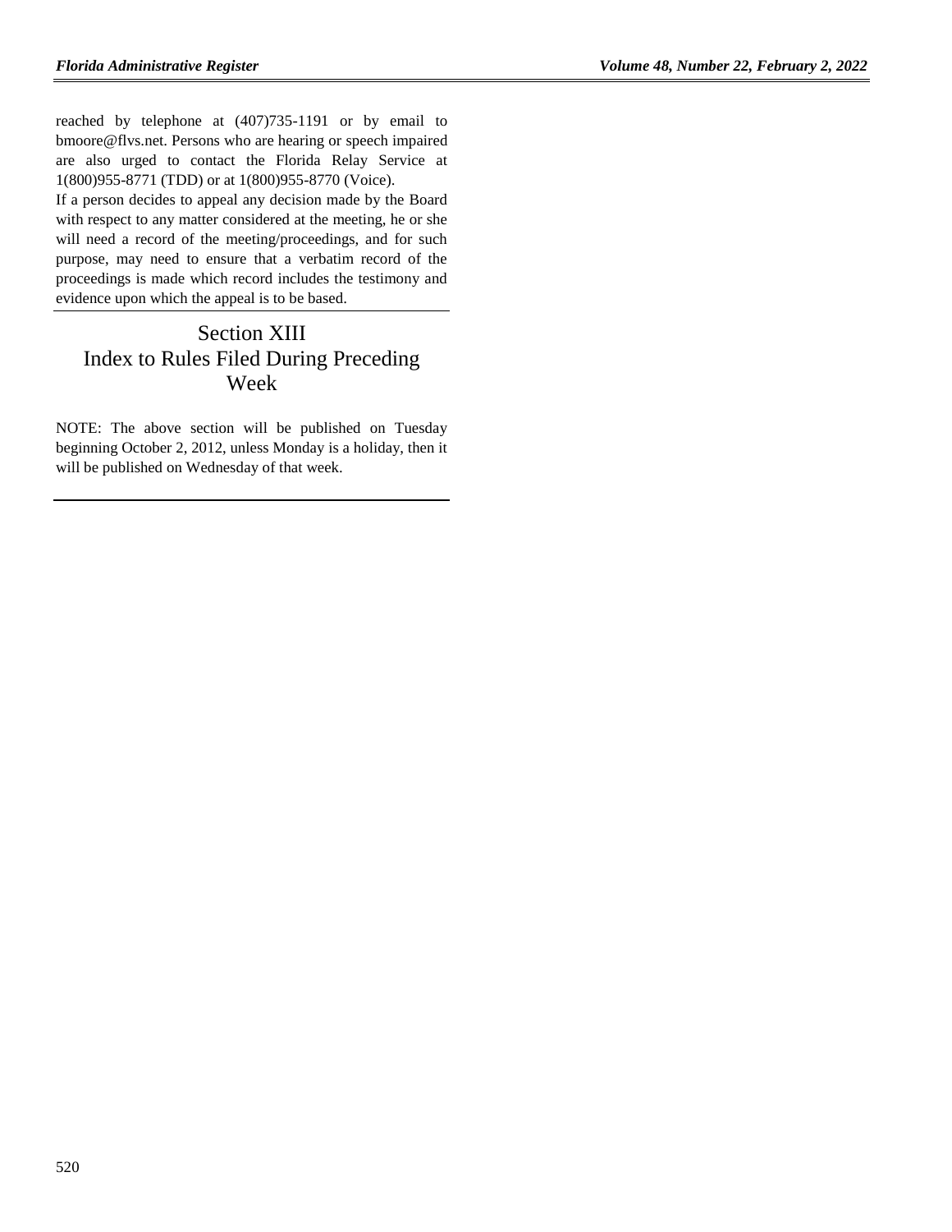reached by telephone at (407)735-1191 or by email to bmoore@flvs.net. Persons who are hearing or speech impaired are also urged to contact the Florida Relay Service at 1(800)955-8771 (TDD) or at 1(800)955-8770 (Voice).

If a person decides to appeal any decision made by the Board with respect to any matter considered at the meeting, he or she will need a record of the meeting/proceedings, and for such purpose, may need to ensure that a verbatim record of the proceedings is made which record includes the testimony and evidence upon which the appeal is to be based.

## Section XIII Index to Rules Filed During Preceding Week

NOTE: The above section will be published on Tuesday beginning October 2, 2012, unless Monday is a holiday, then it will be published on Wednesday of that week.